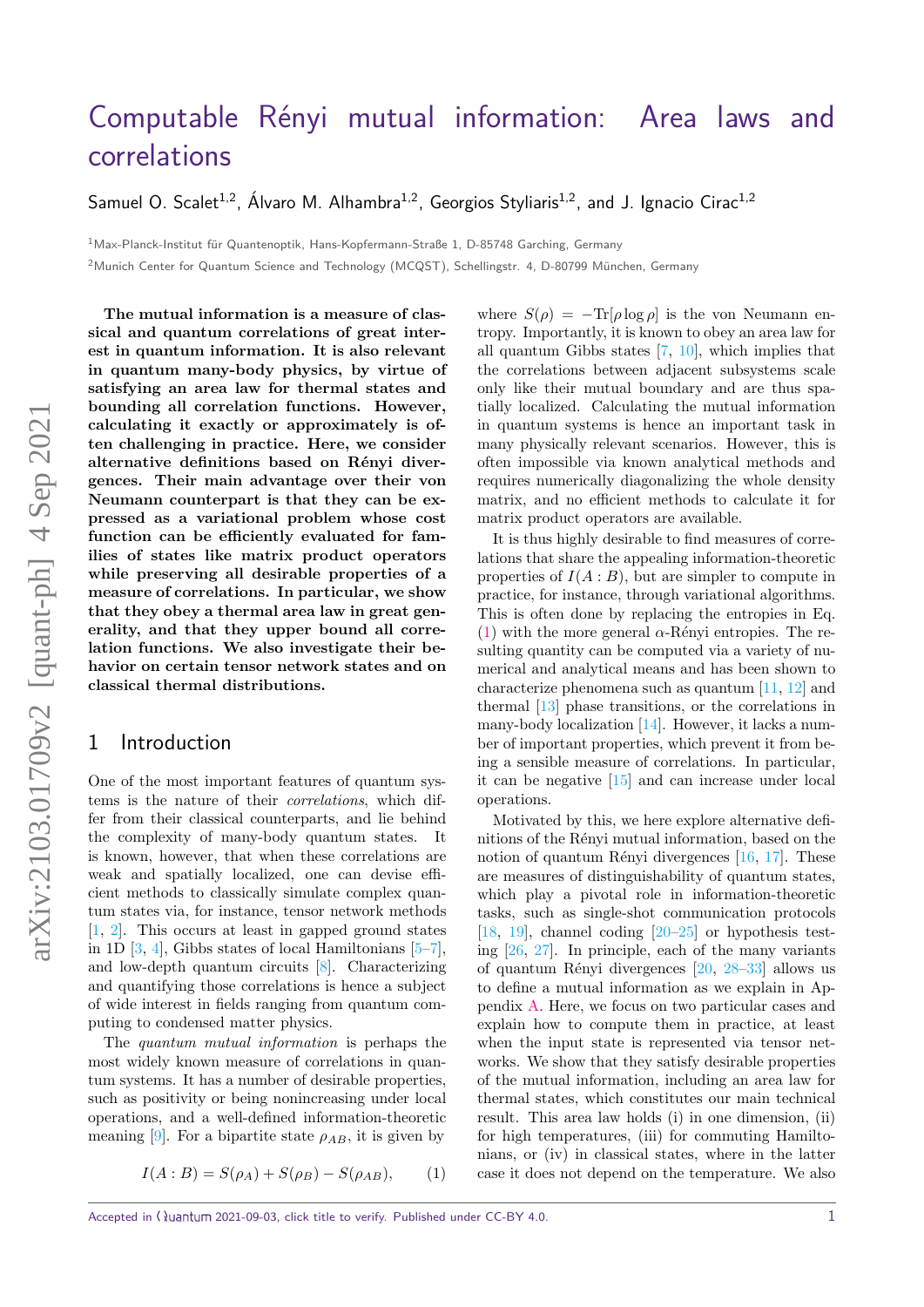# Computable Rényi mutual information: Area laws and correlations

Samuel O. Scalet[1,2], Álvaro M. Alhambra[1,2], Georgios Styliaris[1,2], and J. Ignacio Cirac[1,2]

[1]Max-Planck-Institut für Quantenoptik, Hans-Kopfermann-Straße 1, D-85748 Garching, Germany

[2]Munich Center for Quantum Science and Technology (MCQST), Schellingstr. 4, D-80799 München, Germany

**The mutual information is a measure of classical and quantum correlations of great interest in quantum information. It is also relevant in quantum many-body physics, by virtue of satisfying an area law for thermal states and bounding all correlation functions. However, calculating it exactly or approximately is often challenging in practice. Here, we consider alternative definitions based on Rényi divergences. Their main advantage over their von Neumann counterpart is that they can be expressed as a variational problem whose cost function can be efficiently evaluated for families of states like matrix product operators while preserving all desirable properties of a measure of correlations. In particular, we show that they obey a thermal area law in great generality, and that they upper bound all correlation functions. We also investigate their behavior on certain tensor network states and on classical thermal distributions.**

## 1 Introduction

One of the most important features of quantum systems is the nature of their *correlations*, which differ from their classical counterparts, and lie behind the complexity of many-body quantum states. It is known, however, that when these correlations are weak and spatially localized, one can devise efficient methods to classically simulate complex quantum states via, for instance, tensor network methods [1, 2]. This occurs at least in gapped ground states in 1D [3, 4], Gibbs states of local Hamiltonians [5–7], and low-depth quantum circuits [8]. Characterizing and quantifying those correlations is hence a subject of wide interest in fields ranging from quantum computing to condensed matter physics.

The *quantum mutual information* is perhaps the most widely known measure of correlations in quantum systems. It has a number of desirable properties, such as positivity or being nonincreasing under local operations, and a well-defined information-theoretic meaning [9]. For a bipartite state $\rho_{AB}$, it is given by

$$I(A:B) = S(\rho_A) + S(\rho_B) - S(\rho_{AB}), \tag{1}$$

where $S(\rho) = -\mathrm{Tr}[\rho \log \rho]$ is the von Neumann entropy. Importantly, it is known to obey an area law for all quantum Gibbs states [7, 10], which implies that the correlations between adjacent subsystems scale only like their mutual boundary and are thus spatially localized. Calculating the mutual information in quantum systems is hence an important task in many physically relevant scenarios. However, this is often impossible via known analytical methods and requires numerically diagonalizing the whole density matrix, and no efficient methods to calculate it for matrix product operators are available.

It is thus highly desirable to find measures of correlations that share the appealing information-theoretic properties of $I(A:B)$, but are simpler to compute in practice, for instance, through variational algorithms. This is often done by replacing the entropies in Eq. (1) with the more general $\alpha$-Rényi entropies. The resulting quantity can be computed via a variety of numerical and analytical means and has been shown to characterize phenomena such as quantum [11, 12] and thermal [13] phase transitions, or the correlations in many-body localization [14]. However, it lacks a number of important properties, which prevent it from being a sensible measure of correlations. In particular, it can be negative [15] and can increase under local operations.

Motivated by this, we here explore alternative definitions of the Rényi mutual information, based on the notion of quantum Rényi divergences [16, 17]. These are measures of distinguishability of quantum states, which play a pivotal role in information-theoretic tasks, such as single-shot communication protocols [18, 19], channel coding [20–25] or hypothesis testing [26, 27]. In principle, each of the many variants of quantum Rényi divergences [20, 28–33] allows us to define a mutual information as we explain in Appendix A. Here, we focus on two particular cases and explain how to compute them in practice, at least when the input state is represented via tensor networks. We show that they satisfy desirable properties of the mutual information, including an area law for thermal states, which constitutes our main technical result. This area law holds (i) in one dimension, (ii) for high temperatures, (iii) for commuting Hamiltonians, or (iv) in classical states, where in the latter case it does not depend on the temperature. We also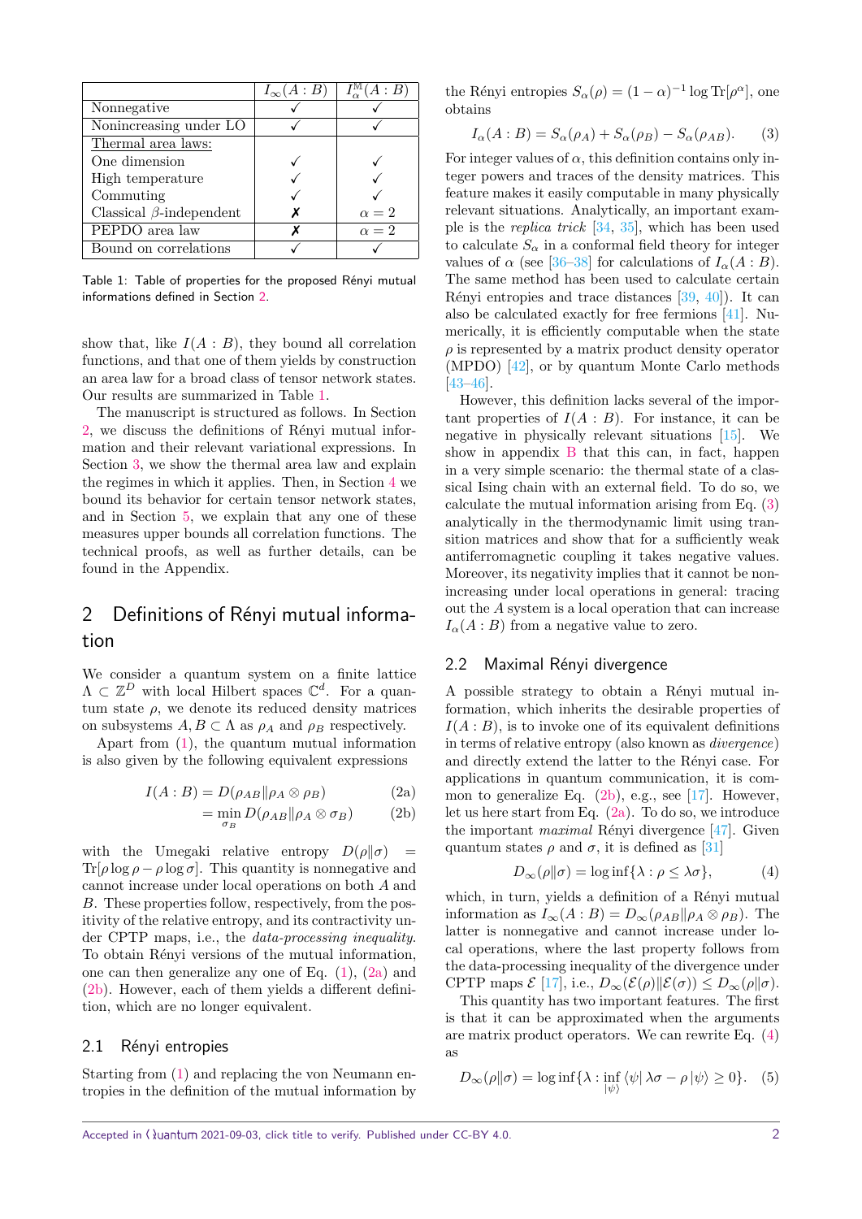| | $I_\infty(A:B)$ | $I^{\mathbb{M}}_\alpha(A:B)$ |
|---|---|---|
| Nonnegative | ✓ | ✓ |
| Nonincreasing under LO | ✓ | ✓ |
| Thermal area laws: | | |
| One dimension | ✓ | ✓ |
| High temperature | ✓ | ✓ |
| Commuting | ✓ | ✓ |
| Classical $\beta$-independent | ✗ | $\alpha = 2$ |
| PEPDO area law | ✗ | $\alpha = 2$ |
| Bound on correlations | ✓ | ✓ |

Table 1: Table of properties for the proposed Rényi mutual informations defined in Section 2.

show that, like $I(A:B)$, they bound all correlation functions, and that one of them yields by construction an area law for a broad class of tensor network states. Our results are summarized in Table 1.

The manuscript is structured as follows. In Section 2, we discuss the definitions of Rényi mutual information and their relevant variational expressions. In Section 3, we show the thermal area law and explain the regimes in which it applies. Then, in Section 4 we bound its behavior for certain tensor network states, and in Section 5, we explain that any one of these measures upper bounds all correlation functions. The technical proofs, as well as further details, can be found in the Appendix.

## 2 Definitions of Rényi mutual information

We consider a quantum system on a finite lattice $\Lambda \subset \mathbb{Z}^D$ with local Hilbert spaces $\mathbb{C}^d$. For a quantum state $\rho$, we denote its reduced density matrices on subsystems $A, B \subset \Lambda$ as $\rho_A$ and $\rho_B$ respectively.

Apart from (1), the quantum mutual information is also given by the following equivalent expressions

$$I(A:B) = D(\rho_{AB} \| \rho_A \otimes \rho_B) \tag{2a}$$

$$= \min_{\sigma_B} D(\rho_{AB} \| \rho_A \otimes \sigma_B) \tag{2b}$$

with the Umegaki relative entropy $D(\rho\|\sigma) = \mathrm{Tr}[\rho \log \rho - \rho \log \sigma]$. This quantity is nonnegative and cannot increase under local operations on both $A$ and $B$. These properties follow, respectively, from the positivity of the relative entropy, and its contractivity under CPTP maps, i.e., the *data-processing inequality*. To obtain Rényi versions of the mutual information, one can then generalize any one of Eq. (1), (2a) and (2b). However, each of them yields a different definition, which are no longer equivalent.

### 2.1 Rényi entropies

Starting from (1) and replacing the von Neumann entropies in the definition of the mutual information by the Rényi entropies $S_\alpha(\rho) = (1-\alpha)^{-1} \log \mathrm{Tr}[\rho^\alpha]$, one obtains

$$I_\alpha(A:B) = S_\alpha(\rho_A) + S_\alpha(\rho_B) - S_\alpha(\rho_{AB}). \tag{3}$$

For integer values of $\alpha$, this definition contains only integer powers and traces of the density matrices. This feature makes it easily computable in many physically relevant situations. Analytically, an important example is the *replica trick* [34, 35], which has been used to calculate $S_\alpha$ in a conformal field theory for integer values of $\alpha$ (see [36–38] for calculations of $I_\alpha(A:B)$. The same method has been used to calculate certain Rényi entropies and trace distances [39, 40]). It can also be calculated exactly for free fermions [41]. Numerically, it is efficiently computable when the state $\rho$ is represented by a matrix product density operator (MPDO) [42], or by quantum Monte Carlo methods [43–46].

However, this definition lacks several of the important properties of $I(A:B)$. For instance, it can be negative in physically relevant situations [15]. We show in appendix B that this can, in fact, happen in a very simple scenario: the thermal state of a classical Ising chain with an external field. To do so, we calculate the mutual information arising from Eq. (3) analytically in the thermodynamic limit using transition matrices and show that for a sufficiently weak antiferromagnetic coupling it takes negative values. Moreover, its negativity implies that it cannot be nonincreasing under local operations in general: tracing out the $A$ system is a local operation that can increase $I_\alpha(A:B)$ from a negative value to zero.

### 2.2 Maximal Rényi divergence

A possible strategy to obtain a Rényi mutual information, which inherits the desirable properties of $I(A:B)$, is to invoke one of its equivalent definitions in terms of relative entropy (also known as *divergence*) and directly extend the latter to the Rényi case. For applications in quantum communication, it is common to generalize Eq. (2b), e.g., see [17]. However, let us here start from Eq. (2a). To do so, we introduce the important *maximal* Rényi divergence [47]. Given quantum states $\rho$ and $\sigma$, it is defined as [31]

$$D_\infty(\rho\|\sigma) = \log \inf\{\lambda : \rho \leq \lambda\sigma\}, \tag{4}$$

which, in turn, yields a definition of a Rényi mutual information as $I_\infty(A:B) = D_\infty(\rho_{AB}\|\rho_A \otimes \rho_B)$. The latter is nonnegative and cannot increase under local operations, where the last property follows from the data-processing inequality of the divergence under CPTP maps $\mathcal{E}$ [17], i.e., $D_\infty(\mathcal{E}(\rho)\|\mathcal{E}(\sigma)) \leq D_\infty(\rho\|\sigma)$.

This quantity has two important features. The first is that it can be approximated when the arguments are matrix product operators. We can rewrite Eq. (4) as

$$D_\infty(\rho\|\sigma) = \log \inf\{\lambda : \inf_{|\psi\rangle} \langle\psi| \lambda\sigma - \rho |\psi\rangle \geq 0\}. \tag{5}$$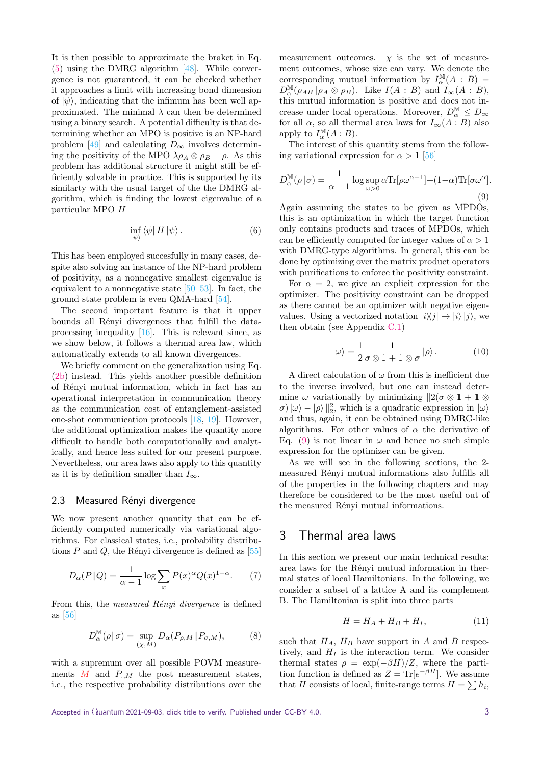It is then possible to approximate the braket in Eq. (5) using the DMRG algorithm [48]. While convergence is not guaranteed, it can be checked whether it approaches a limit with increasing bond dimension of $|\psi\rangle$, indicating that the infimum has been well approximated. The minimal $\lambda$ can then be determined using a binary search. A potential difficulty is that determining whether an MPO is positive is an NP-hard problem [49] and calculating $D_\infty$ involves determining the positivity of the MPO $\lambda\rho_A \otimes \rho_B - \rho$. As this problem has additional structure it might still be efficiently solvable in practice. This is supported by its similarity with the usual target of the the DMRG algorithm, which is finding the lowest eigenvalue of a particular MPO $H$

$$
\inf_{|\psi\rangle} \langle\psi| H |\psi\rangle . \tag{6}
$$

This has been employed succesfully in many cases, despite also solving an instance of the NP-hard problem of positivity, as a nonnegative smallest eigenvalue is equivalent to a nonnegative state [50–53]. In fact, the ground state problem is even QMA-hard [54].

The second important feature is that it upper bounds all Rényi divergences that fulfill the data-processing inequality [16]. This is relevant since, as we show below, it follows a thermal area law, which automatically extends to all known divergences.

We briefly comment on the generalization using Eq. (2b) instead. This yields another possible definition of Rényi mutual information, which in fact has an operational interpretation in communication theory as the communication cost of entanglement-assisted one-shot communication protocols [18, 19]. However, the additional optimization makes the quantity more difficult to handle both computationally and analytically, and hence less suited for our present purpose. Nevertheless, our area laws also apply to this quantity as it is by definition smaller than $I_\infty$.

### 2.3 Measured Rényi divergence

We now present another quantity that can be efficiently computed numerically via variational algorithms. For classical states, i.e., probability distributions $P$ and $Q$, the Rényi divergence is defined as [55]

$$
D_\alpha(P\|Q) = \frac{1}{\alpha-1}\log\sum_x P(x)^\alpha Q(x)^{1-\alpha}. \tag{7}
$$

From this, the *measured Rényi divergence* is defined as [56]

$$
D_\alpha^{\mathbb{M}}(\rho\|\sigma) = \sup_{(\chi,M)} D_\alpha(P_{\rho,M}\|P_{\sigma,M}), \tag{8}
$$

with a supremum over all possible POVM measurements $M$ and $P_{\cdot,M}$ the post measurement states, i.e., the respective probability distributions over the measurement outcomes. $\chi$ is the set of measurement outcomes, whose size can vary. We denote the corresponding mutual information by $I_\alpha^{\mathbb{M}}(A:B) = D_\alpha^{\mathbb{M}}(\rho_{AB}\|\rho_A\otimes\rho_B)$. Like $I(A:B)$ and $I_\infty(A:B)$, this mutual information is positive and does not increase under local operations. Moreover, $D_\alpha^{\mathbb{M}} \leq D_\infty$ for all $\alpha$, so all thermal area laws for $I_\infty(A:B)$ also apply to $I_\alpha^{\mathbb{M}}(A:B)$.

The interest of this quantity stems from the following variational expression for $\alpha > 1$ [56]

$$
D_\alpha^{\mathbb{M}}(\rho\|\sigma) = \frac{1}{\alpha-1}\log\sup_{\omega>0}\alpha\mathrm{Tr}[\rho\omega^{\alpha-1}]+(1-\alpha)\mathrm{Tr}[\sigma\omega^\alpha]. \tag{9}
$$

Again assuming the states to be given as MPDOs, this is an optimization in which the target function only contains products and traces of MPDOs, which can be efficiently computed for integer values of $\alpha > 1$ with DMRG-type algorithms. In general, this can be done by optimizing over the matrix product operators with purifications to enforce the positivity constraint.

For $\alpha = 2$, we give an explicit expression for the optimizer. The positivity constraint can be dropped as there cannot be an optimizer with negative eigenvalues. Using a vectorized notation $|i\rangle\langle j| \to |i\rangle|j\rangle$, we then obtain (see Appendix C.1)

$$
|\omega\rangle = \frac{1}{2}\frac{1}{\sigma\otimes\mathbb{1}+\mathbb{1}\otimes\sigma}|\rho\rangle . \tag{10}
$$

A direct calculation of $\omega$ from this is inefficient due to the inverse involved, but one can instead determine $\omega$ variationally by minimizing $\|2(\sigma\otimes\mathbb{1}+\mathbb{1}\otimes\sigma)|\omega\rangle - |\rho\rangle\|_2^2$, which is a quadratic expression in $|\omega\rangle$ and thus, again, it can be obtained using DMRG-like algorithms. For other values of $\alpha$ the derivative of Eq. (9) is not linear in $\omega$ and hence no such simple expression for the optimizer can be given.

As we will see in the following sections, the 2-measured Rényi mutual informations also fulfills all of the properties in the following chapters and may therefore be considered to be the most useful out of the measured Rényi mutual informations.

## 3 Thermal area laws

In this section we present our main technical results: area laws for the Rényi mutual information in thermal states of local Hamiltonians. In the following, we consider a subset of a lattice A and its complement B. The Hamiltonian is split into three parts

$$
H = H_A + H_B + H_I, \tag{11}
$$

such that $H_A$, $H_B$ have support in $A$ and $B$ respectively, and $H_I$ is the interaction term. We consider thermal states $\rho = \exp(-\beta H)/Z$, where the partition function is defined as $Z = \mathrm{Tr}[e^{-\beta H}]$. We assume that $H$ consists of local, finite-range terms $H = \sum h_i$,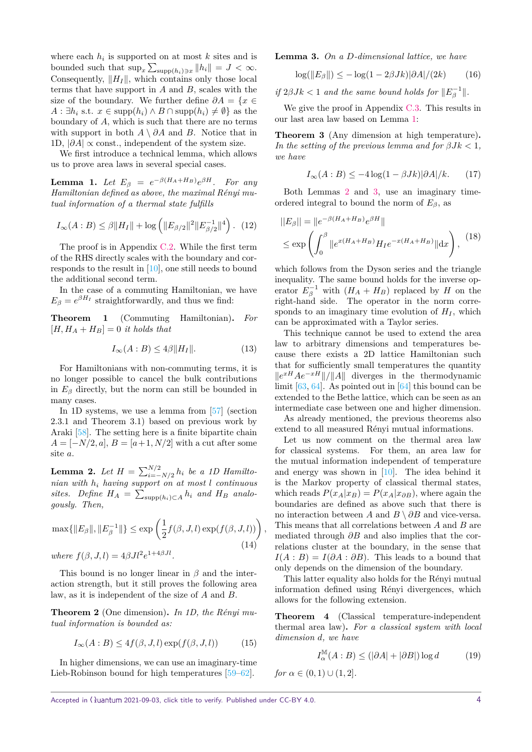where each $h_i$ is supported on at most $k$ sites and is bounded such that $\sup_x \sum_{\mathrm{supp}(h_i)\ni x} \|h_i\| = J < \infty$. Consequently, $\|H_I\|$, which contains only those local terms that have support in $A$ and $B$, scales with the size of the boundary. We further define $\partial A = \{x \in A : \exists h_i \text{ s.t. } x \in \mathrm{supp}(h_i) \wedge B \cap \mathrm{supp}(h_i) \neq \emptyset\}$ as the boundary of $A$, which is such that there are no terms with support in both $A \setminus \partial A$ and $B$. Notice that in 1D, $|\partial A| \propto$ const., independent of the system size.

We first introduce a technical lemma, which allows us to prove area laws in several special cases.

**Lemma 1.** *Let $E_\beta = e^{-\beta(H_A+H_B)}e^{\beta H}$. For any Hamiltonian defined as above, the maximal Rényi mutual information of a thermal state fulfills*

$$I_\infty(A:B) \leq \beta\|H_I\| + \log\left(\|E_{\beta/2}\|^2\|E_{\beta/2}^{-1}\|^4\right). \quad (12)$$

The proof is in Appendix C.2. While the first term of the RHS directly scales with the boundary and corresponds to the result in [10], one still needs to bound the additional second term.

In the case of a commuting Hamiltonian, we have $E_\beta = e^{\beta H_I}$ straightforwardly, and thus we find:

**Theorem 1** (Commuting Hamiltonian)**.** *For $[H, H_A + H_B] = 0$ it holds that*

$$I_\infty(A:B) \leq 4\beta\|H_I\|. \quad (13)$$

For Hamiltonians with non-commuting terms, it is no longer possible to cancel the bulk contributions in $E_\beta$ directly, but the norm can still be bounded in many cases.

In 1D systems, we use a lemma from [57] (section 2.3.1 and Theorem 3.1) based on previous work by Araki [58]. The setting here is a finite bipartite chain $A = [-N/2, a]$, $B = [a+1, N/2]$ with a cut after some site $a$.

**Lemma 2.** *Let $H = \sum_{i=-N/2}^{N/2} h_i$ be a 1D Hamiltonian with $h_i$ having support on at most $l$ continuous sites. Define $H_A = \sum_{\mathrm{supp}(h_i)\subset A} h_i$ and $H_B$ analogously. Then,*

$$\max\{\|E_\beta\|, \|E_\beta^{-1}\|\} \leq \exp\left(\frac{1}{2}f(\beta,J,l)\exp(f(\beta,J,l))\right), \quad (14)$$

*where $f(\beta, J, l) = 4\beta J l^2 e^{1+4\beta J l}$.*

This bound is no longer linear in $\beta$ and the interaction strength, but it still proves the following area law, as it is independent of the size of $A$ and $B$.

**Theorem 2** (One dimension)**.** *In 1D, the Rényi mutual information is bounded as:*

$$I_\infty(A:B) \leq 4f(\beta,J,l)\exp(f(\beta,J,l)) \quad (15)$$

In higher dimensions, we can use an imaginary-time Lieb-Robinson bound for high temperatures [59–62].

**Lemma 3.** *On a D-dimensional lattice, we have*

$$\log(\|E_\beta\|) \leq -\log(1 - 2\beta Jk)|\partial A|/(2k) \quad (16)$$

*if $2\beta Jk < 1$ and the same bound holds for $\|E_\beta^{-1}\|$.*

We give the proof in Appendix C.3. This results in our last area law based on Lemma 1:

**Theorem 3** (Any dimension at high temperature)**.** *In the setting of the previous lemma and for $\beta Jk < 1$, we have*

$$I_\infty(A:B) \leq -4\log(1-\beta Jk)|\partial A|/k. \quad (17)$$

Both Lemmas 2 and 3, use an imaginary time-ordered integral to bound the norm of $E_\beta$, as

$$\begin{aligned}
||E_\beta|| &= \|e^{-\beta(H_A+H_B)}e^{\beta H}\| \\
&\leq \exp\left(\int_0^\beta \|e^{x(H_A+H_B)}H_I e^{-x(H_A+H_B)}\|\mathrm{d}x\right),
\end{aligned} \quad (18)$$

which follows from the Dyson series and the triangle inequality. The same bound holds for the inverse operator $E_\beta^{-1}$ with $(H_A + H_B)$ replaced by $H$ on the right-hand side. The operator in the norm corresponds to an imaginary time evolution of $H_I$, which can be approximated with a Taylor series.

This technique cannot be used to extend the area law to arbitrary dimensions and temperatures because there exists a 2D lattice Hamiltonian such that for sufficiently small temperatures the quantity $\|e^{xH}Ae^{-xH}\|/\|A\|$ diverges in the thermodynamic limit [63, 64]. As pointed out in [64] this bound can be extended to the Bethe lattice, which can be seen as an intermediate case between one and higher dimension.

As already mentioned, the previous theorems also extend to all measured Rényi mutual informations.

Let us now comment on the thermal area law for classical systems. For them, an area law for the mutual information independent of temperature and energy was shown in [10]. The idea behind it is the Markov property of classical thermal states, which reads $P(x_A|x_B) = P(x_A|x_{\partial B})$, where again the boundaries are defined as above such that there is no interaction between $A$ and $B \setminus \partial B$ and vice-versa. This means that all correlations between $A$ and $B$ are mediated through $\partial B$ and also implies that the correlations cluster at the boundary, in the sense that $I(A:B) = I(\partial A : \partial B)$. This leads to a bound that only depends on the dimension of the boundary.

This latter equality also holds for the Rényi mutual information defined using Rényi divergences, which allows for the following extension.

**Theorem 4** (Classical temperature-independent thermal area law)**.** *For a classical system with local dimension $d$, we have*

$$I_\alpha^{\mathbb{M}}(A:B) \leq (|\partial A| + |\partial B|)\log d \quad (19)$$

*for $\alpha \in (0,1) \cup (1,2]$.*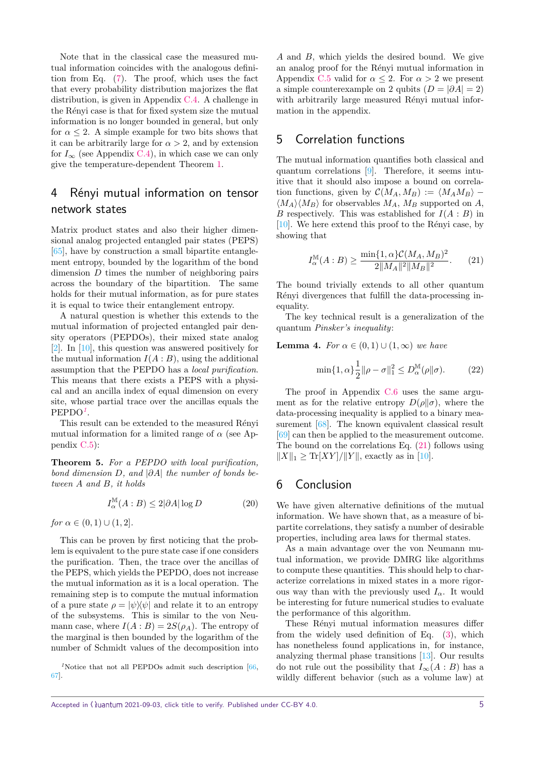Note that in the classical case the measured mutual information coincides with the analogous definition from Eq. (7). The proof, which uses the fact that every probability distribution majorizes the flat distribution, is given in Appendix C.4. A challenge in the Rényi case is that for fixed system size the mutual information is no longer bounded in general, but only for $\alpha \leq 2$. A simple example for two bits shows that it can be arbitrarily large for $\alpha > 2$, and by extension for $I_\infty$ (see Appendix C.4), in which case we can only give the temperature-dependent Theorem 1.

## 4 Rényi mutual information on tensor network states

Matrix product states and also their higher dimensional analog projected entangled pair states (PEPS) [65], have by construction a small bipartite entanglement entropy, bounded by the logarithm of the bond dimension $D$ times the number of neighboring pairs across the boundary of the bipartition. The same holds for their mutual information, as for pure states it is equal to twice their entanglement entropy.

A natural question is whether this extends to the mutual information of projected entangled pair density operators (PEPDOs), their mixed state analog [2]. In [10], this question was answered positively for the mutual information $I(A:B)$, using the additional assumption that the PEPDO has a *local purification*. This means that there exists a PEPS with a physical and an ancilla index of equal dimension on every site, whose partial trace over the ancillas equals the PEPDO[1].

This result can be extended to the measured Rényi mutual information for a limited range of $\alpha$ (see Appendix C.5):

**Theorem 5.** *For a PEPDO with local purification, bond dimension $D$, and $|\partial A|$ the number of bonds between $A$ and $B$, it holds*

$$I^{\mathbb{M}}_\alpha(A:B) \leq 2|\partial A| \log D \tag{20}$$

*for $\alpha \in (0,1) \cup (1,2]$.*

This can be proven by first noticing that the problem is equivalent to the pure state case if one considers the purification. Then, the trace over the ancillas of the PEPS, which yields the PEPDO, does not increase the mutual information as it is a local operation. The remaining step is to compute the mutual information of a pure state $\rho = |\psi\rangle\langle\psi|$ and relate it to an entropy of the subsystems. This is similar to the von Neumann case, where $I(A:B) = 2S(\rho_A)$. The entropy of the marginal is then bounded by the logarithm of the number of Schmidt values of the decomposition into $A$ and $B$, which yields the desired bound. We give an analog proof for the Rényi mutual information in Appendix C.5 valid for $\alpha \leq 2$. For $\alpha > 2$ we present a simple counterexample on 2 qubits ($D = |\partial A| = 2$) with arbitrarily large measured Rényi mutual information in the appendix.

[1] Notice that not all PEPDOs admit such description [66, 67].

## 5 Correlation functions

The mutual information quantifies both classical and quantum correlations [9]. Therefore, it seems intuitive that it should also impose a bound on correlation functions, given by $\mathcal{C}(M_A, M_B) := \langle M_A M_B\rangle - \langle M_A\rangle\langle M_B\rangle$ for observables $M_A$, $M_B$ supported on $A$, $B$ respectively. This was established for $I(A:B)$ in [10]. We here extend this proof to the Rényi case, by showing that

$$I^{\mathbb{M}}_\alpha(A:B) \geq \frac{\min\{1,\alpha\}\mathcal{C}(M_A,M_B)^2}{2\|M_A\|^2\|M_B\|^2}. \tag{21}$$

The bound trivially extends to all other quantum Rényi divergences that fulfill the data-processing inequality.

The key technical result is a generalization of the quantum *Pinsker's inequality*:

**Lemma 4.** *For $\alpha \in (0,1) \cup (1,\infty)$ we have*

$$\min\{1,\alpha\}\frac{1}{2}\|\rho - \sigma\|_1^2 \leq D^{\mathbb{M}}_\alpha(\rho\|\sigma). \tag{22}$$

The proof in Appendix C.6 uses the same argument as for the relative entropy $D(\rho\|\sigma)$, where the data-processing inequality is applied to a binary measurement [68]. The known equivalent classical result [69] can then be applied to the measurement outcome. The bound on the correlations Eq. (21) follows using $\|X\|_1 \geq \mathrm{Tr}[XY]/\|Y\|$, exactly as in [10].

## 6 Conclusion

We have given alternative definitions of the mutual information. We have shown that, as a measure of bipartite correlations, they satisfy a number of desirable properties, including area laws for thermal states.

As a main advantage over the von Neumann mutual information, we provide DMRG like algorithms to compute these quantities. This should help to characterize correlations in mixed states in a more rigorous way than with the previously used $I_\alpha$. It would be interesting for future numerical studies to evaluate the performance of this algorithm.

These Rényi mutual information measures differ from the widely used definition of Eq. (3), which has nonetheless found applications in, for instance, analyzing thermal phase transitions [13]. Our results do not rule out the possibility that $I_\infty(A:B)$ has a wildly different behavior (such as a volume law) at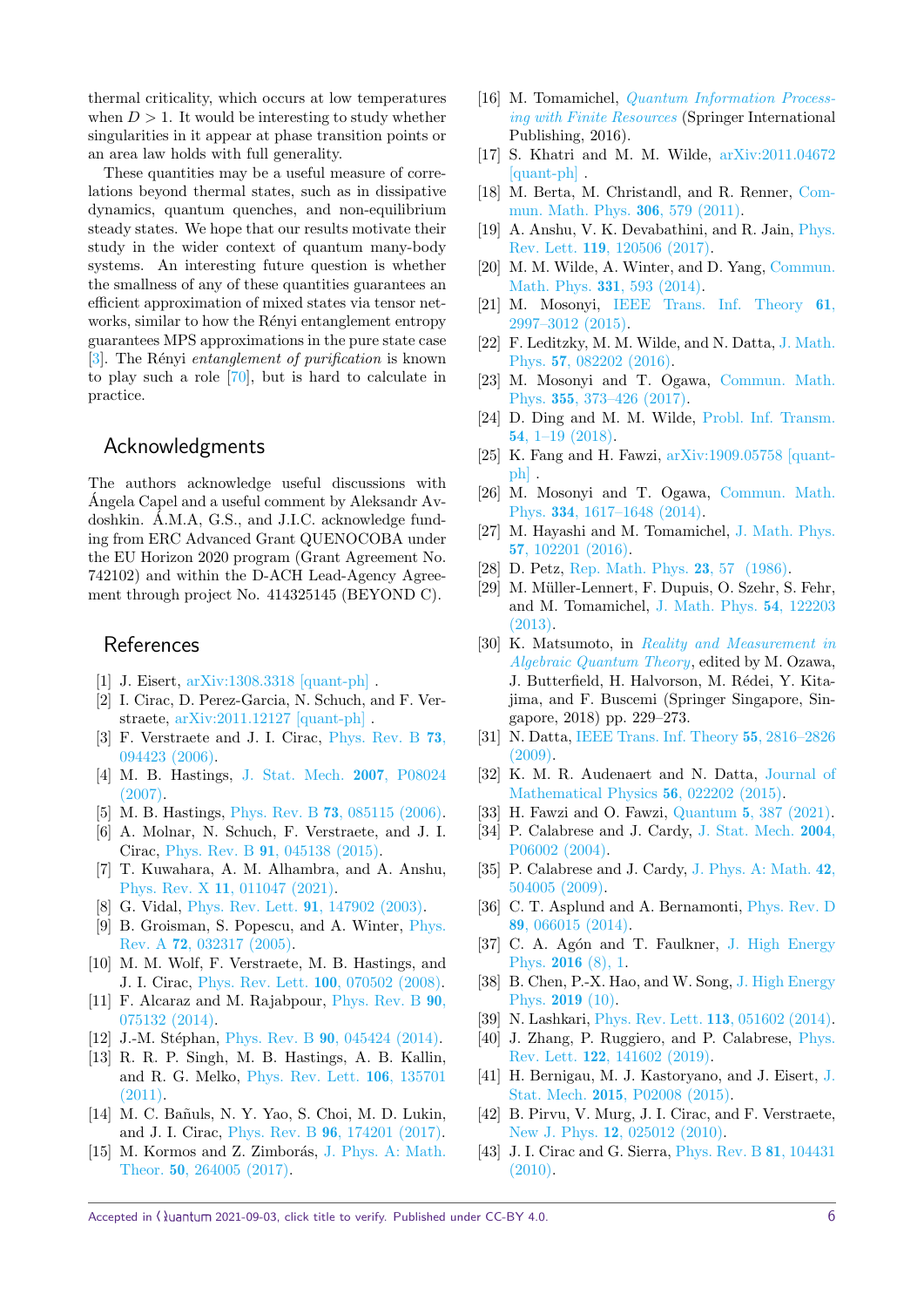thermal criticality, which occurs at low temperatures when $D > 1$. It would be interesting to study whether singularities in it appear at phase transition points or an area law holds with full generality.

These quantities may be a useful measure of correlations beyond thermal states, such as in dissipative dynamics, quantum quenches, and non-equilibrium steady states. We hope that our results motivate their study in the wider context of quantum many-body systems. An interesting future question is whether the smallness of any of these quantities guarantees an efficient approximation of mixed states via tensor networks, similar to how the Rényi entanglement entropy guarantees MPS approximations in the pure state case [3]. The Rényi *entanglement of purification* is known to play such a role [70], but is hard to calculate in practice.

## Acknowledgments

The authors acknowledge useful discussions with Ángela Capel and a useful comment by Aleksandr Avdoshkin. Á.M.A, G.S., and J.I.C. acknowledge funding from ERC Advanced Grant QUENOCOBA under the EU Horizon 2020 program (Grant Agreement No. 742102) and within the D-ACH Lead-Agency Agreement through project No. 414325145 (BEYOND C).

## References

[1] J. Eisert, arXiv:1308.3318 [quant-ph] .

[2] I. Cirac, D. Perez-Garcia, N. Schuch, and F. Verstraete, arXiv:2011.12127 [quant-ph] .

[3] F. Verstraete and J. I. Cirac, Phys. Rev. B **73**, 094423 (2006).

[4] M. B. Hastings, J. Stat. Mech. **2007**, P08024 (2007).

[5] M. B. Hastings, Phys. Rev. B **73**, 085115 (2006).

[6] A. Molnar, N. Schuch, F. Verstraete, and J. I. Cirac, Phys. Rev. B **91**, 045138 (2015).

[7] T. Kuwahara, A. M. Alhambra, and A. Anshu, Phys. Rev. X **11**, 011047 (2021).

[8] G. Vidal, Phys. Rev. Lett. **91**, 147902 (2003).

[9] B. Groisman, S. Popescu, and A. Winter, Phys. Rev. A **72**, 032317 (2005).

[10] M. M. Wolf, F. Verstraete, M. B. Hastings, and J. I. Cirac, Phys. Rev. Lett. **100**, 070502 (2008).

[11] F. Alcaraz and M. Rajabpour, Phys. Rev. B **90**, 075132 (2014).

[12] J.-M. Stéphan, Phys. Rev. B **90**, 045424 (2014).

[13] R. R. P. Singh, M. B. Hastings, A. B. Kallin, and R. G. Melko, Phys. Rev. Lett. **106**, 135701 (2011).

[14] M. C. Bañuls, N. Y. Yao, S. Choi, M. D. Lukin, and J. I. Cirac, Phys. Rev. B **96**, 174201 (2017).

[15] M. Kormos and Z. Zimborás, J. Phys. A: Math. Theor. **50**, 264005 (2017).

[16] M. Tomamichel, *Quantum Information Processing with Finite Resources* (Springer International Publishing, 2016).

[17] S. Khatri and M. M. Wilde, arXiv:2011.04672 [quant-ph] .

[18] M. Berta, M. Christandl, and R. Renner, Commun. Math. Phys. **306**, 579 (2011).

[19] A. Anshu, V. K. Devabathini, and R. Jain, Phys. Rev. Lett. **119**, 120506 (2017).

[20] M. M. Wilde, A. Winter, and D. Yang, Commun. Math. Phys. **331**, 593 (2014).

[21] M. Mosonyi, IEEE Trans. Inf. Theory **61**, 2997–3012 (2015).

[22] F. Leditzky, M. M. Wilde, and N. Datta, J. Math. Phys. **57**, 082202 (2016).

[23] M. Mosonyi and T. Ogawa, Commun. Math. Phys. **355**, 373–426 (2017).

[24] D. Ding and M. M. Wilde, Probl. Inf. Transm. **54**, 1–19 (2018).

[25] K. Fang and H. Fawzi, arXiv:1909.05758 [quant-ph] .

[26] M. Mosonyi and T. Ogawa, Commun. Math. Phys. **334**, 1617–1648 (2014).

[27] M. Hayashi and M. Tomamichel, J. Math. Phys. **57**, 102201 (2016).

[28] D. Petz, Rep. Math. Phys. **23**, 57 (1986).

[29] M. Müller-Lennert, F. Dupuis, O. Szehr, S. Fehr, and M. Tomamichel, J. Math. Phys. **54**, 122203 (2013).

[30] K. Matsumoto, in *Reality and Measurement in Algebraic Quantum Theory*, edited by M. Ozawa, J. Butterfield, H. Halvorson, M. Rédei, Y. Kitajima, and F. Buscemi (Springer Singapore, Singapore, 2018) pp. 229–273.

[31] N. Datta, IEEE Trans. Inf. Theory **55**, 2816–2826 (2009).

[32] K. M. R. Audenaert and N. Datta, Journal of Mathematical Physics **56**, 022202 (2015).

[33] H. Fawzi and O. Fawzi, Quantum **5**, 387 (2021).

[34] P. Calabrese and J. Cardy, J. Stat. Mech. **2004**, P06002 (2004).

[35] P. Calabrese and J. Cardy, J. Phys. A: Math. **42**, 504005 (2009).

[36] C. T. Asplund and A. Bernamonti, Phys. Rev. D **89**, 066015 (2014).

[37] C. A. Agón and T. Faulkner, J. High Energy Phys. **2016** (8), 1.

[38] B. Chen, P.-X. Hao, and W. Song, J. High Energy Phys. **2019** (10).

[39] N. Lashkari, Phys. Rev. Lett. **113**, 051602 (2014).

[40] J. Zhang, P. Ruggiero, and P. Calabrese, Phys. Rev. Lett. **122**, 141602 (2019).

[41] H. Bernigau, M. J. Kastoryano, and J. Eisert, J. Stat. Mech. **2015**, P02008 (2015).

[42] B. Pirvu, V. Murg, J. I. Cirac, and F. Verstraete, New J. Phys. **12**, 025012 (2010).

[43] J. I. Cirac and G. Sierra, Phys. Rev. B **81**, 104431 (2010).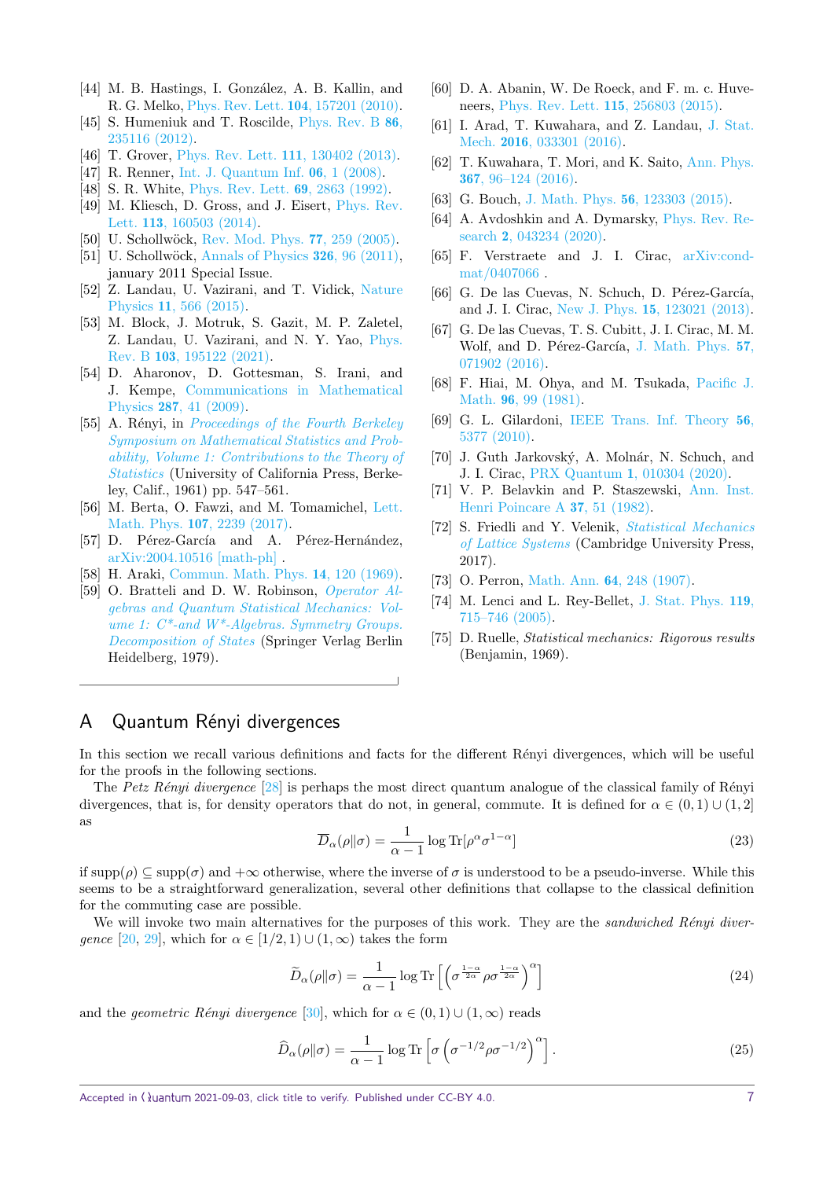[44] M. B. Hastings, I. González, A. B. Kallin, and R. G. Melko, Phys. Rev. Lett. **104**, 157201 (2010).

[45] S. Humeniuk and T. Roscilde, Phys. Rev. B **86**, 235116 (2012).

[46] T. Grover, Phys. Rev. Lett. **111**, 130402 (2013).

[47] R. Renner, Int. J. Quantum Inf. **06**, 1 (2008).

[48] S. R. White, Phys. Rev. Lett. **69**, 2863 (1992).

[49] M. Kliesch, D. Gross, and J. Eisert, Phys. Rev. Lett. **113**, 160503 (2014).

[50] U. Schollwöck, Rev. Mod. Phys. **77**, 259 (2005).

[51] U. Schollwöck, Annals of Physics **326**, 96 (2011), january 2011 Special Issue.

[52] Z. Landau, U. Vazirani, and T. Vidick, Nature Physics **11**, 566 (2015).

[53] M. Block, J. Motruk, S. Gazit, M. P. Zaletel, Z. Landau, U. Vazirani, and N. Y. Yao, Phys. Rev. B **103**, 195122 (2021).

[54] D. Aharonov, D. Gottesman, S. Irani, and J. Kempe, Communications in Mathematical Physics **287**, 41 (2009).

[55] A. Rényi, in *Proceedings of the Fourth Berkeley Symposium on Mathematical Statistics and Probability, Volume 1: Contributions to the Theory of Statistics* (University of California Press, Berkeley, Calif., 1961) pp. 547–561.

[56] M. Berta, O. Fawzi, and M. Tomamichel, Lett. Math. Phys. **107**, 2239 (2017).

[57] D. Pérez-García and A. Pérez-Hernández, arXiv:2004.10516 [math-ph] .

[58] H. Araki, Commun. Math. Phys. **14**, 120 (1969).

[59] O. Bratteli and D. W. Robinson, *Operator Algebras and Quantum Statistical Mechanics: Volume 1: C\*-and W\*-Algebras. Symmetry Groups. Decomposition of States* (Springer Verlag Berlin Heidelberg, 1979).

[60] D. A. Abanin, W. De Roeck, and F. m. c. Huveneers, Phys. Rev. Lett. **115**, 256803 (2015).

[61] I. Arad, T. Kuwahara, and Z. Landau, J. Stat. Mech. **2016**, 033301 (2016).

[62] T. Kuwahara, T. Mori, and K. Saito, Ann. Phys. **367**, 96–124 (2016).

[63] G. Bouch, J. Math. Phys. **56**, 123303 (2015).

[64] A. Avdoshkin and A. Dymarsky, Phys. Rev. Research **2**, 043234 (2020).

[65] F. Verstraete and J. I. Cirac, arXiv:cond-mat/0407066 .

[66] G. De las Cuevas, N. Schuch, D. Pérez-García, and J. I. Cirac, New J. Phys. **15**, 123021 (2013).

[67] G. De las Cuevas, T. S. Cubitt, J. I. Cirac, M. M. Wolf, and D. Pérez-García, J. Math. Phys. **57**, 071902 (2016).

[68] F. Hiai, M. Ohya, and M. Tsukada, Pacific J. Math. **96**, 99 (1981).

[69] G. L. Gilardoni, IEEE Trans. Inf. Theory **56**, 5377 (2010).

[70] J. Guth Jarkovský, A. Molnár, N. Schuch, and J. I. Cirac, PRX Quantum **1**, 010304 (2020).

[71] V. P. Belavkin and P. Staszewski, Ann. Inst. Henri Poincare A **37**, 51 (1982).

[72] S. Friedli and Y. Velenik, *Statistical Mechanics of Lattice Systems* (Cambridge University Press, 2017).

[73] O. Perron, Math. Ann. **64**, 248 (1907).

[74] M. Lenci and L. Rey-Bellet, J. Stat. Phys. **119**, 715–746 (2005).

[75] D. Ruelle, *Statistical mechanics: Rigorous results* (Benjamin, 1969).

# A Quantum Rényi divergences

In this section we recall various definitions and facts for the different Rényi divergences, which will be useful for the proofs in the following sections.

The *Petz Rényi divergence* [28] is perhaps the most direct quantum analogue of the classical family of Rényi divergences, that is, for density operators that do not, in general, commute. It is defined for $\alpha \in (0,1) \cup (1,2]$ as

$$\overline{D}_\alpha(\rho\|\sigma) = \frac{1}{\alpha - 1} \log \operatorname{Tr}[\rho^\alpha \sigma^{1-\alpha}] \tag{23}$$

if $\operatorname{supp}(\rho) \subseteq \operatorname{supp}(\sigma)$ and $+\infty$ otherwise, where the inverse of $\sigma$ is understood to be a pseudo-inverse. While this seems to be a straightforward generalization, several other definitions that collapse to the classical definition for the commuting case are possible.

We will invoke two main alternatives for the purposes of this work. They are the *sandwiched Rényi divergence* [20, 29], which for $\alpha \in [1/2, 1) \cup (1, \infty)$ takes the form

$$\widetilde{D}_\alpha(\rho\|\sigma) = \frac{1}{\alpha - 1} \log \operatorname{Tr}\left[\left(\sigma^{\frac{1-\alpha}{2\alpha}} \rho \sigma^{\frac{1-\alpha}{2\alpha}}\right)^\alpha\right] \tag{24}$$

and the *geometric Rényi divergence* [30], which for $\alpha \in (0,1) \cup (1, \infty)$ reads

$$\widehat{D}_\alpha(\rho\|\sigma) = \frac{1}{\alpha - 1} \log \operatorname{Tr}\left[\sigma \left(\sigma^{-1/2} \rho \sigma^{-1/2}\right)^\alpha\right]. \tag{25}$$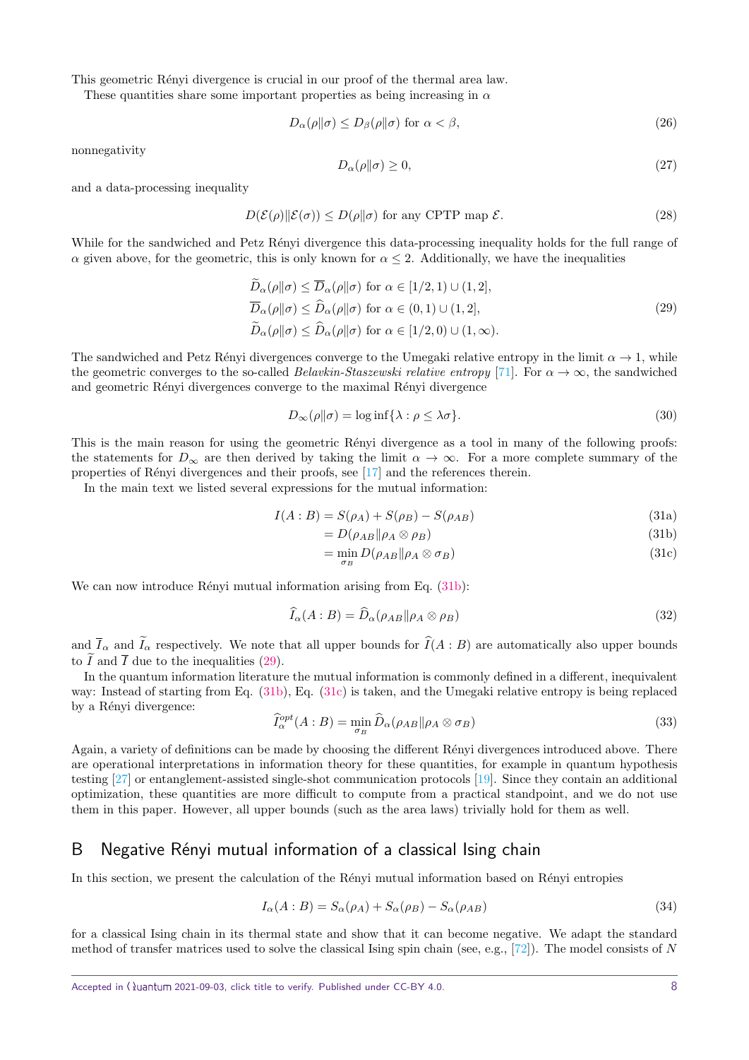This geometric Rényi divergence is crucial in our proof of the thermal area law.

These quantities share some important properties as being increasing in $\alpha$

$$D_\alpha(\rho\|\sigma) \leq D_\beta(\rho\|\sigma) \text{ for } \alpha < \beta, \tag{26}$$

nonnegativity

$$D_\alpha(\rho\|\sigma) \geq 0, \tag{27}$$

and a data-processing inequality

$$D(\mathcal{E}(\rho)\|\mathcal{E}(\sigma)) \leq D(\rho\|\sigma) \text{ for any CPTP map } \mathcal{E}. \tag{28}$$

While for the sandwiched and Petz Rényi divergence this data-processing inequality holds for the full range of $\alpha$ given above, for the geometric, this is only known for $\alpha \leq 2$. Additionally, we have the inequalities

$$\begin{aligned}
\widetilde{D}_\alpha(\rho\|\sigma) &\leq \overline{D}_\alpha(\rho\|\sigma) \text{ for } \alpha \in [1/2, 1) \cup (1, 2], \\
\overline{D}_\alpha(\rho\|\sigma) &\leq \widehat{D}_\alpha(\rho\|\sigma) \text{ for } \alpha \in (0, 1) \cup (1, 2], \\
\widetilde{D}_\alpha(\rho\|\sigma) &\leq \widehat{D}_\alpha(\rho\|\sigma) \text{ for } \alpha \in [1/2, 0) \cup (1, \infty).
\end{aligned} \tag{29}$$

The sandwiched and Petz Rényi divergences converge to the Umegaki relative entropy in the limit $\alpha \to 1$, while the geometric converges to the so-called *Belavkin-Staszewski relative entropy* [71]. For $\alpha \to \infty$, the sandwiched and geometric Rényi divergences converge to the maximal Rényi divergence

$$D_\infty(\rho\|\sigma) = \log \inf\{\lambda : \rho \leq \lambda\sigma\}. \tag{30}$$

This is the main reason for using the geometric Rényi divergence as a tool in many of the following proofs: the statements for $D_\infty$ are then derived by taking the limit $\alpha \to \infty$. For a more complete summary of the properties of Rényi divergences and their proofs, see [17] and the references therein.

In the main text we listed several expressions for the mutual information:

$$\begin{aligned}
I(A:B) &= S(\rho_A) + S(\rho_B) - S(\rho_{AB}) && \text{(31a)}\\
&= D(\rho_{AB}\|\rho_A \otimes \rho_B) && \text{(31b)}\\
&= \min_{\sigma_B} D(\rho_{AB}\|\rho_A \otimes \sigma_B) && \text{(31c)}
\end{aligned}$$

We can now introduce Rényi mutual information arising from Eq. (31b):

$$\widehat{I}_\alpha(A:B) = \widehat{D}_\alpha(\rho_{AB}\|\rho_A \otimes \rho_B) \tag{32}$$

and $\overline{I}_\alpha$ and $\widetilde{I}_\alpha$ respectively. We note that all upper bounds for $\widehat{I}(A:B)$ are automatically also upper bounds to $\widetilde{I}$ and $\overline{I}$ due to the inequalities (29).

In the quantum information literature the mutual information is commonly defined in a different, inequivalent way: Instead of starting from Eq. (31b), Eq. (31c) is taken, and the Umegaki relative entropy is being replaced by a Rényi divergence:

$$\widehat{I}_\alpha^{opt}(A:B) = \min_{\sigma_B} \widehat{D}_\alpha(\rho_{AB}\|\rho_A \otimes \sigma_B) \tag{33}$$

Again, a variety of definitions can be made by choosing the different Rényi divergences introduced above. There are operational interpretations in information theory for these quantities, for example in quantum hypothesis testing [27] or entanglement-assisted single-shot communication protocols [19]. Since they contain an additional optimization, these quantities are more difficult to compute from a practical standpoint, and we do not use them in this paper. However, all upper bounds (such as the area laws) trivially hold for them as well.

## B Negative Rényi mutual information of a classical Ising chain

In this section, we present the calculation of the Rényi mutual information based on Rényi entropies

$$I_\alpha(A:B) = S_\alpha(\rho_A) + S_\alpha(\rho_B) - S_\alpha(\rho_{AB}) \tag{34}$$

for a classical Ising chain in its thermal state and show that it can become negative. We adapt the standard method of transfer matrices used to solve the classical Ising spin chain (see, e.g., [72]). The model consists of $N$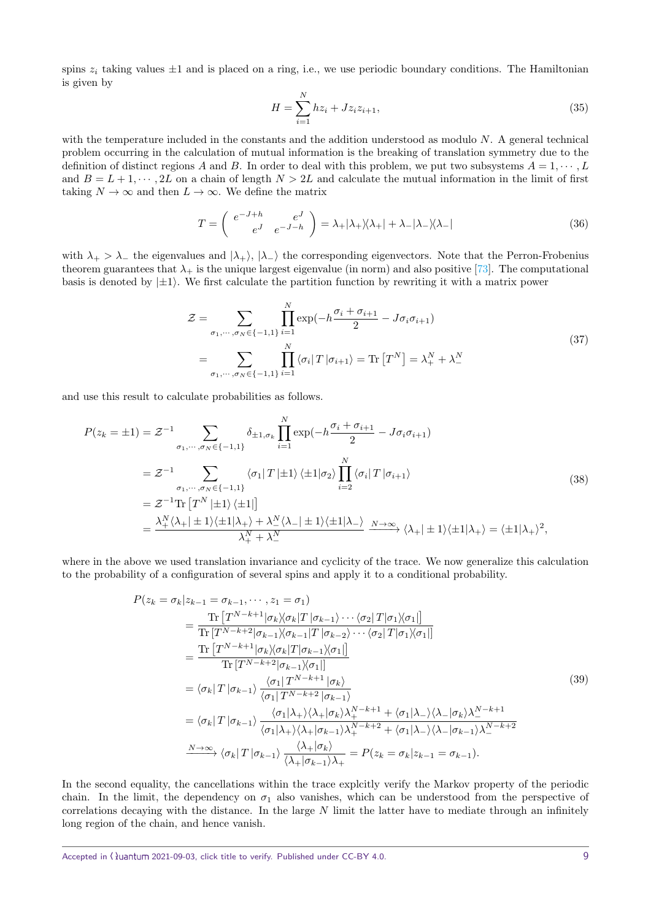spins $z_i$ taking values $\pm 1$ and is placed on a ring, i.e., we use periodic boundary conditions. The Hamiltonian is given by

$$H = \sum_{i=1}^{N} h z_i + J z_i z_{i+1}, \tag{35}$$

with the temperature included in the constants and the addition understood as modulo $N$. A general technical problem occurring in the calculation of mutual information is the breaking of translation symmetry due to the definition of distinct regions $A$ and $B$. In order to deal with this problem, we put two subsystems $A = 1, \cdots, L$ and $B = L+1, \cdots, 2L$ on a chain of length $N > 2L$ and calculate the mutual information in the limit of first taking $N \to \infty$ and then $L \to \infty$. We define the matrix

$$T = \begin{pmatrix} e^{-J+h} & e^{J} \\ e^{J} & e^{-J-h} \end{pmatrix} = \lambda_+ |\lambda_+\rangle\langle\lambda_+| + \lambda_- |\lambda_-\rangle\langle\lambda_-| \tag{36}$$

with $\lambda_+ > \lambda_-$ the eigenvalues and $|\lambda_+\rangle$, $|\lambda_-\rangle$ the corresponding eigenvectors. Note that the Perron-Frobenius theorem guarantees that $\lambda_+$ is the unique largest eigenvalue (in norm) and also positive [73]. The computational basis is denoted by $|\pm 1\rangle$. We first calculate the partition function by rewriting it with a matrix power

$$\begin{aligned} \mathcal{Z} &= \sum_{\sigma_1, \cdots, \sigma_N \in \{-1,1\}} \prod_{i=1}^{N} \exp(-h \frac{\sigma_i + \sigma_{i+1}}{2} - J\sigma_i \sigma_{i+1}) \\ &= \sum_{\sigma_1, \cdots, \sigma_N \in \{-1,1\}} \prod_{i=1}^{N} \langle \sigma_i | T | \sigma_{i+1} \rangle = \mathrm{Tr}\left[T^N\right] = \lambda_+^N + \lambda_-^N \end{aligned} \tag{37}$$

and use this result to calculate probabilities as follows.

$$\begin{aligned} P(z_k = \pm 1) &= \mathcal{Z}^{-1} \sum_{\sigma_1, \cdots, \sigma_N \in \{-1,1\}} \delta_{\pm 1, \sigma_k} \prod_{i=1}^{N} \exp(-h \frac{\sigma_i + \sigma_{i+1}}{2} - J\sigma_i \sigma_{i+1}) \\ &= \mathcal{Z}^{-1} \sum_{\sigma_1, \cdots, \sigma_N \in \{-1,1\}} \langle \sigma_1 | T | \pm 1 \rangle \langle \pm 1 | \sigma_2 \rangle \prod_{i=2}^{N} \langle \sigma_i | T | \sigma_{i+1} \rangle \\ &= \mathcal{Z}^{-1} \mathrm{Tr}\left[T^N |\pm 1\rangle\langle \pm 1|\right] \\ &= \frac{\lambda_+^N \langle \lambda_+ | \pm 1 \rangle \langle \pm 1 | \lambda_+ \rangle + \lambda_-^N \langle \lambda_- | \pm 1 \rangle \langle \pm 1 | \lambda_- \rangle}{\lambda_+^N + \lambda_-^N} \xrightarrow{N \to \infty} \langle \lambda_+ | \pm 1 \rangle \langle \pm 1 | \lambda_+ \rangle = \langle \pm 1 | \lambda_+ \rangle^2, \end{aligned} \tag{38}$$

where in the above we used translation invariance and cyclicity of the trace. We now generalize this calculation to the probability of a configuration of several spins and apply it to a conditional probability.

$$\begin{aligned} &P(z_k = \sigma_k | z_{k-1} = \sigma_{k-1}, \cdots, z_1 = \sigma_1) \\ &\quad = \frac{\mathrm{Tr}\left[T^{N-k+1} |\sigma_k\rangle\langle\sigma_k| T |\sigma_{k-1}\rangle \cdots \langle \sigma_2 | T | \sigma_1 \rangle\langle\sigma_1|\right]}{\mathrm{Tr}\left[T^{N-k+2} |\sigma_{k-1}\rangle\langle\sigma_{k-1}| T |\sigma_{k-2}\rangle \cdots \langle \sigma_2 | T | \sigma_1 \rangle\langle\sigma_1|\right]} \\ &\quad = \frac{\mathrm{Tr}\left[T^{N-k+1} |\sigma_k\rangle\langle\sigma_k| T |\sigma_{k-1}\rangle\langle\sigma_1|\right]}{\mathrm{Tr}\left[T^{N-k+2} |\sigma_{k-1}\rangle\langle\sigma_1|\right]} \\ &\quad = \langle \sigma_k | T | \sigma_{k-1} \rangle \frac{\langle \sigma_1 | T^{N-k+1} | \sigma_k \rangle}{\langle \sigma_1 | T^{N-k+2} | \sigma_{k-1} \rangle} \\ &\quad = \langle \sigma_k | T | \sigma_{k-1} \rangle \frac{\langle \sigma_1 | \lambda_+ \rangle \langle \lambda_+ | \sigma_k \rangle \lambda_+^{N-k+1} + \langle \sigma_1 | \lambda_- \rangle \langle \lambda_- | \sigma_k \rangle \lambda_-^{N-k+1}}{\langle \sigma_1 | \lambda_+ \rangle \langle \lambda_+ | \sigma_{k-1} \rangle \lambda_+^{N-k+2} + \langle \sigma_1 | \lambda_- \rangle \langle \lambda_- | \sigma_{k-1} \rangle \lambda_-^{N-k+2}} \\ &\quad \xrightarrow{N \to \infty} \langle \sigma_k | T | \sigma_{k-1} \rangle \frac{\langle \lambda_+ | \sigma_k \rangle}{\langle \lambda_+ | \sigma_{k-1} \rangle \lambda_+} = P(z_k = \sigma_k | z_{k-1} = \sigma_{k-1}). \end{aligned} \tag{39}$$

In the second equality, the cancellations within the trace explcitly verify the Markov property of the periodic chain. In the limit, the dependency on $\sigma_1$ also vanishes, which can be understood from the perspective of correlations decaying with the distance. In the large $N$ limit the latter have to mediate through an infinitely long region of the chain, and hence vanish.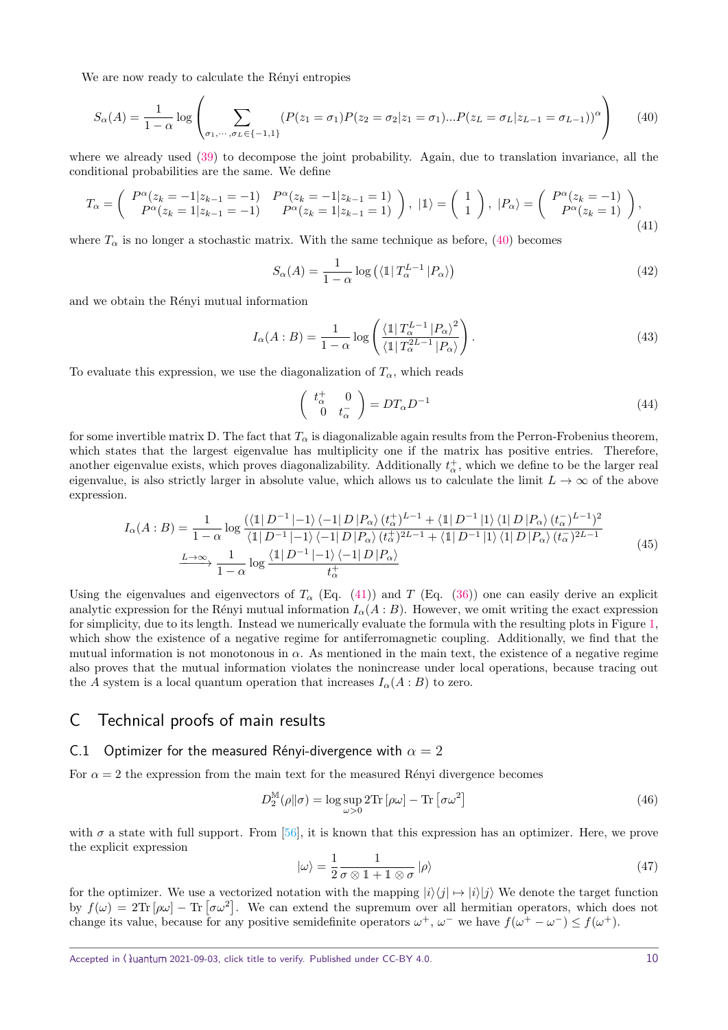We are now ready to calculate the Rényi entropies

$$S_\alpha(A) = \frac{1}{1-\alpha} \log \left( \sum_{\sigma_1,\cdots,\sigma_L \in \{-1,1\}} (P(z_1 = \sigma_1) P(z_2 = \sigma_2 | z_1 = \sigma_1) ... P(z_L = \sigma_L | z_{L-1} = \sigma_{L-1}))^\alpha \right) \tag{40}$$

where we already used (39) to decompose the joint probability. Again, due to translation invariance, all the conditional probabilities are the same. We define

$$T_\alpha = \begin{pmatrix} P^\alpha(z_k = -1 | z_{k-1} = -1) & P^\alpha(z_k = -1 | z_{k-1} = 1) \\ P^\alpha(z_k = 1 | z_{k-1} = -1) & P^\alpha(z_k = 1 | z_{k-1} = 1) \end{pmatrix}, \; |\mathbb{1}\rangle = \begin{pmatrix} 1 \\ 1 \end{pmatrix}, \; |P_\alpha\rangle = \begin{pmatrix} P^\alpha(z_k = -1) \\ P^\alpha(z_k = 1) \end{pmatrix}, \tag{41}$$

where $T_\alpha$ is no longer a stochastic matrix. With the same technique as before, (40) becomes

$$S_\alpha(A) = \frac{1}{1-\alpha} \log \left( \langle \mathbb{1} | \, T_\alpha^{L-1} \, | P_\alpha \rangle \right) \tag{42}$$

and we obtain the Rényi mutual information

$$I_\alpha(A:B) = \frac{1}{1-\alpha} \log \left( \frac{\langle \mathbb{1} | \, T_\alpha^{L-1} \, | P_\alpha \rangle^2}{\langle \mathbb{1} | \, T_\alpha^{2L-1} \, | P_\alpha \rangle} \right). \tag{43}$$

To evaluate this expression, we use the diagonalization of $T_\alpha$, which reads

$$\begin{pmatrix} t_\alpha^+ & 0 \\ 0 & t_\alpha^- \end{pmatrix} = D T_\alpha D^{-1} \tag{44}$$

for some invertible matrix D. The fact that $T_\alpha$ is diagonalizable again results from the Perron-Frobenius theorem, which states that the largest eigenvalue has multiplicity one if the matrix has positive entries. Therefore, another eigenvalue exists, which proves diagonalizability. Additionally $t_\alpha^+$, which we define to be the larger real eigenvalue, is also strictly larger in absolute value, which allows us to calculate the limit $L \to \infty$ of the above expression.

$$\begin{aligned} I_\alpha(A:B) &= \frac{1}{1-\alpha} \log \frac{(\langle \mathbb{1} | \, D^{-1} \, |-1\rangle \, \langle -1 | \, D \, | P_\alpha \rangle \, (t_\alpha^+)^{L-1} + \langle \mathbb{1} | \, D^{-1} \, |1\rangle \, \langle 1 | \, D \, | P_\alpha \rangle \, (t_\alpha^-)^{L-1})^2}{\langle \mathbb{1} | \, D^{-1} \, |-1\rangle \, \langle -1 | \, D \, | P_\alpha \rangle \, (t_\alpha^+)^{2L-1} + \langle \mathbb{1} | \, D^{-1} \, |1\rangle \, \langle 1 | \, D \, | P_\alpha \rangle \, (t_\alpha^-)^{2L-1}} \\ &\xrightarrow{L\to\infty} \frac{1}{1-\alpha} \log \frac{\langle \mathbb{1} | \, D^{-1} \, |-1\rangle \, \langle -1 | \, D \, | P_\alpha \rangle}{t_\alpha^+} \end{aligned} \tag{45}$$

Using the eigenvalues and eigenvectors of $T_\alpha$ (Eq. (41)) and $T$ (Eq. (36)) one can easily derive an explicit analytic expression for the Rényi mutual information $I_\alpha(A:B)$. However, we omit writing the exact expression for simplicity, due to its length. Instead we numerically evaluate the formula with the resulting plots in Figure 1, which show the existence of a negative regime for antiferromagnetic coupling. Additionally, we find that the mutual information is not monotonous in $\alpha$. As mentioned in the main text, the existence of a negative regime also proves that the mutual information violates the nonincrease under local operations, because tracing out the $A$ system is a local quantum operation that increases $I_\alpha(A:B)$ to zero.

## C Technical proofs of main results

### C.1 Optimizer for the measured Rényi-divergence with $\alpha = 2$

For $\alpha = 2$ the expression from the main text for the measured Rényi divergence becomes

$$D_2^{\mathbb{M}}(\rho \| \sigma) = \log \sup_{\omega > 0} 2\mathrm{Tr}\left[\rho\omega\right] - \mathrm{Tr}\left[\sigma\omega^2\right] \tag{46}$$

with $\sigma$ a state with full support. From [56], it is known that this expression has an optimizer. Here, we prove the explicit expression

$$|\omega\rangle = \frac{1}{2} \frac{1}{\sigma \otimes \mathbb{1} + \mathbb{1} \otimes \sigma} \, |\rho\rangle \tag{47}$$

for the optimizer. We use a vectorized notation with the mapping $|i\rangle\langle j| \mapsto |i\rangle|j\rangle$ We denote the target function by $f(\omega) = 2\mathrm{Tr}\left[\rho\omega\right] - \mathrm{Tr}\left[\sigma\omega^2\right]$. We can extend the supremum over all hermitian operators, which does not change its value, because for any positive semidefinite operators $\omega^+$, $\omega^-$ we have $f(\omega^+ - \omega^-) \leq f(\omega^+)$.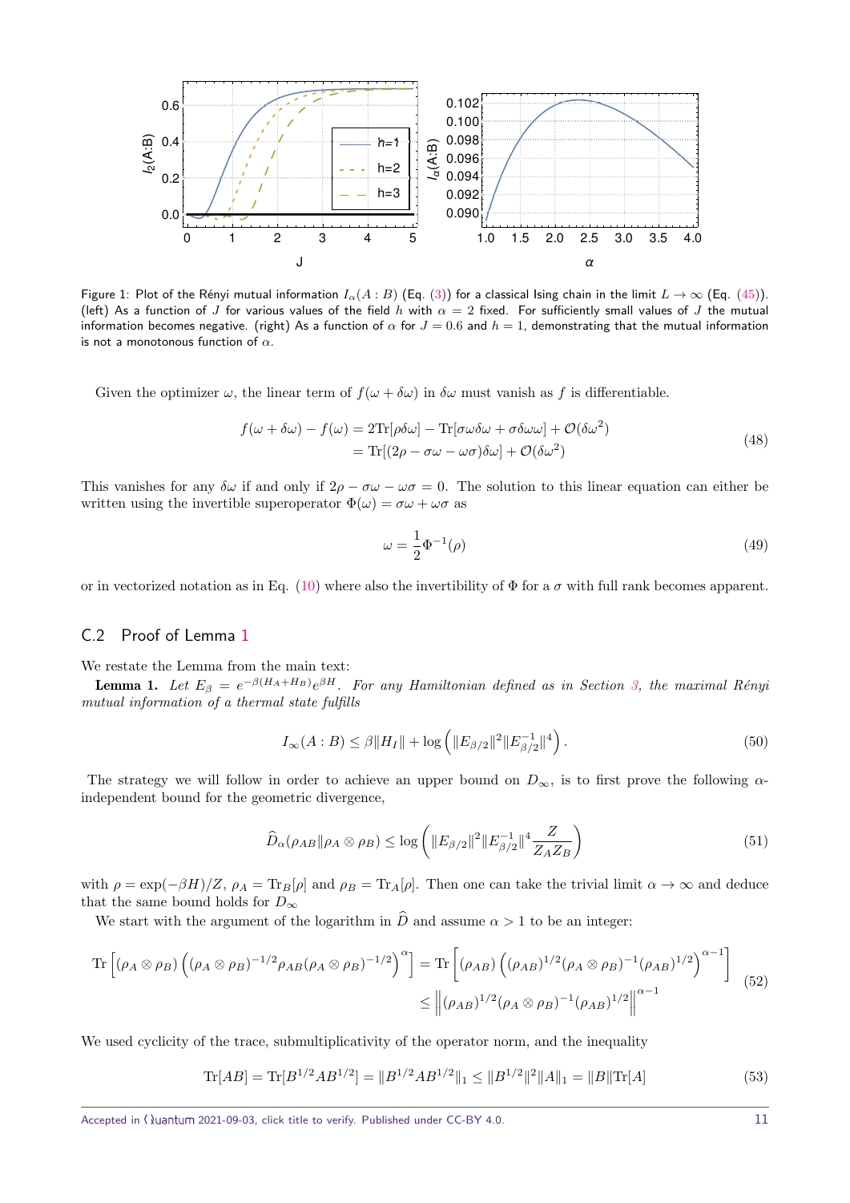Figure 1: Plot of the Rényi mutual information $I_\alpha(A:B)$ (Eq. (3)) for a classical Ising chain in the limit $L \to \infty$ (Eq. (45)). (left) As a function of $J$ for various values of the field $h$ with $\alpha = 2$ fixed. For sufficiently small values of $J$ the mutual information becomes negative. (right) As a function of $\alpha$ for $J = 0.6$ and $h = 1$, demonstrating that the mutual information is not a monotonous function of $\alpha$.

Given the optimizer $\omega$, the linear term of $f(\omega + \delta\omega)$ in $\delta\omega$ must vanish as $f$ is differentiable.

$$
\begin{aligned}
f(\omega + \delta\omega) - f(\omega) &= 2\mathrm{Tr}[\rho\delta\omega] - \mathrm{Tr}[\sigma\omega\delta\omega + \sigma\delta\omega\omega] + \mathcal{O}(\delta\omega^2) \\
&= \mathrm{Tr}[(2\rho - \sigma\omega - \omega\sigma)\delta\omega] + \mathcal{O}(\delta\omega^2)
\end{aligned}
\tag{48}
$$

This vanishes for any $\delta\omega$ if and only if $2\rho - \sigma\omega - \omega\sigma = 0$. The solution to this linear equation can either be written using the invertible superoperator $\Phi(\omega) = \sigma\omega + \omega\sigma$ as

$$
\omega = \frac{1}{2}\Phi^{-1}(\rho) \tag{49}
$$

or in vectorized notation as in Eq. (10) where also the invertibility of $\Phi$ for a $\sigma$ with full rank becomes apparent.

## C.2 Proof of Lemma 1

We restate the Lemma from the main text:

**Lemma 1.** *Let $E_\beta = e^{-\beta(H_A+H_B)}e^{\beta H}$. For any Hamiltonian defined as in Section 3, the maximal Rényi mutual information of a thermal state fulfills*

$$
I_\infty(A:B) \leq \beta\|H_I\| + \log\left(\|E_{\beta/2}\|^2\|E_{\beta/2}^{-1}\|^4\right). \tag{50}
$$

The strategy we will follow in order to achieve an upper bound on $D_\infty$, is to first prove the following $\alpha$-independent bound for the geometric divergence,

$$
\widehat{D}_\alpha(\rho_{AB}\|\rho_A \otimes \rho_B) \leq \log\left(\|E_{\beta/2}\|^2\|E_{\beta/2}^{-1}\|^4 \frac{Z}{Z_A Z_B}\right) \tag{51}
$$

with $\rho = \exp(-\beta H)/Z$, $\rho_A = \mathrm{Tr}_B[\rho]$ and $\rho_B = \mathrm{Tr}_A[\rho]$. Then one can take the trivial limit $\alpha \to \infty$ and deduce that the same bound holds for $D_\infty$

We start with the argument of the logarithm in $\widehat{D}$ and assume $\alpha > 1$ to be an integer:

$$
\begin{aligned}
\mathrm{Tr}\left[(\rho_A \otimes \rho_B)\left((\rho_A \otimes \rho_B)^{-1/2}\rho_{AB}(\rho_A \otimes \rho_B)^{-1/2}\right)^\alpha\right] &= \mathrm{Tr}\left[(\rho_{AB})\left((\rho_{AB})^{1/2}(\rho_A \otimes \rho_B)^{-1}(\rho_{AB})^{1/2}\right)^{\alpha-1}\right] \\
&\leq \left\|(\rho_{AB})^{1/2}(\rho_A \otimes \rho_B)^{-1}(\rho_{AB})^{1/2}\right\|^{\alpha-1}
\end{aligned}
\tag{52}
$$

We used cyclicity of the trace, submultiplicativity of the operator norm, and the inequality

$$
\mathrm{Tr}[AB] = \mathrm{Tr}[B^{1/2}AB^{1/2}] = \|B^{1/2}AB^{1/2}\|_1 \leq \|B^{1/2}\|^2\|A\|_1 = \|B\|\mathrm{Tr}[A] \tag{53}
$$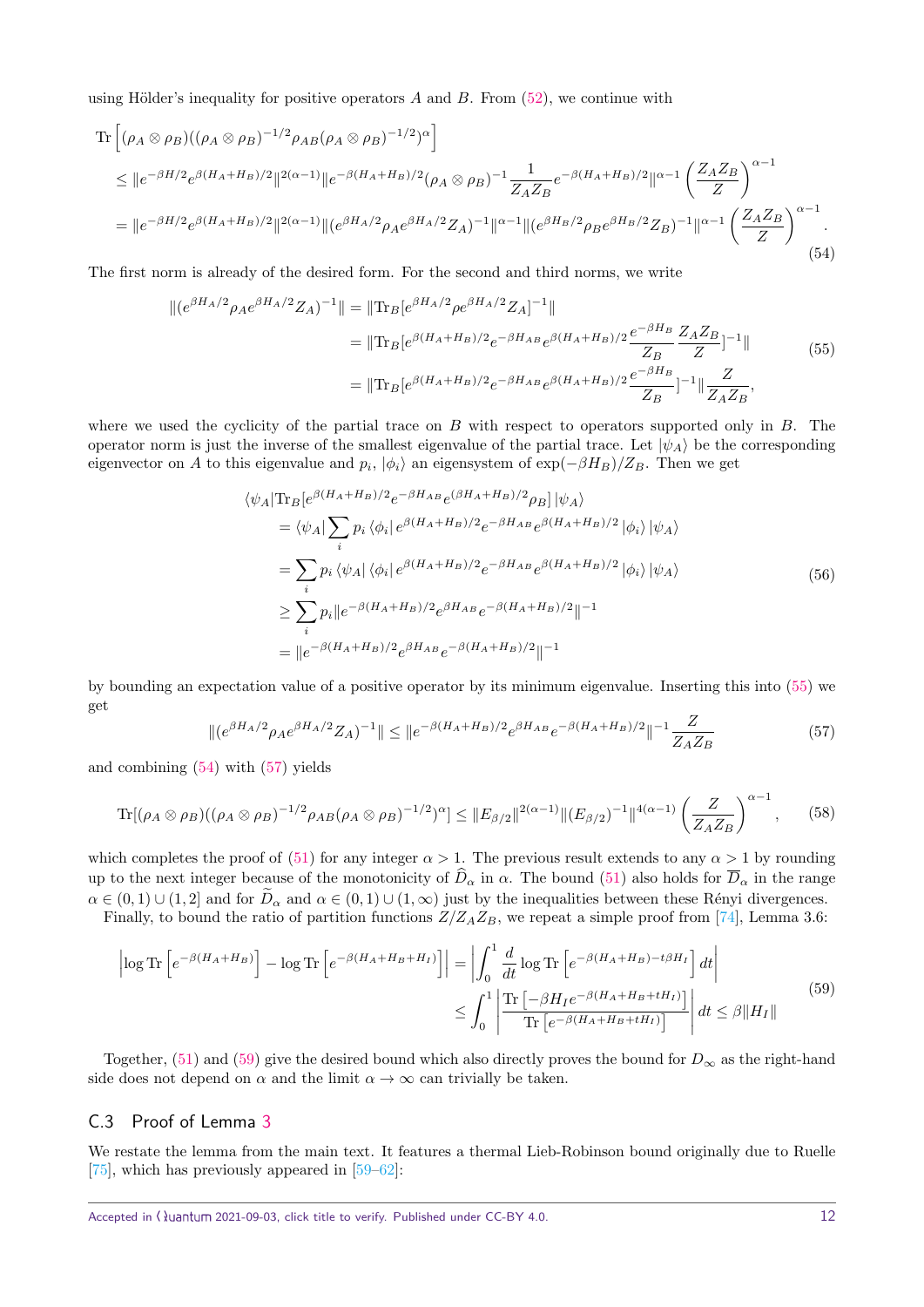using Hölder's inequality for positive operators $A$ and $B$. From (52), we continue with

$$
\begin{aligned}
&\mathrm{Tr}\left[(\rho_A \otimes \rho_B)((\rho_A \otimes \rho_B)^{-1/2}\rho_{AB}(\rho_A \otimes \rho_B)^{-1/2})^{\alpha}\right] \\
&\leq \|e^{-\beta H/2}e^{\beta(H_A+H_B)/2}\|^{2(\alpha-1)}\|e^{-\beta(H_A+H_B)/2}(\rho_A\otimes\rho_B)^{-1}\frac{1}{Z_AZ_B}e^{-\beta(H_A+H_B)/2}\|^{\alpha-1}\left(\frac{Z_AZ_B}{Z}\right)^{\alpha-1} \\
&= \|e^{-\beta H/2}e^{\beta(H_A+H_B)/2}\|^{2(\alpha-1)}\|(e^{\beta H_A/2}\rho_A e^{\beta H_A/2}Z_A)^{-1}\|^{\alpha-1}\|(e^{\beta H_B/2}\rho_B e^{\beta H_B/2}Z_B)^{-1}\|^{\alpha-1}\left(\frac{Z_AZ_B}{Z}\right)^{\alpha-1}.
\end{aligned}
\tag{54}
$$

The first norm is already of the desired form. For the second and third norms, we write

$$
\begin{aligned}
\|(e^{\beta H_A/2}\rho_A e^{\beta H_A/2}Z_A)^{-1}\| &= \|\mathrm{Tr}_B[e^{\beta H_A/2}\rho e^{\beta H_A/2}Z_A]^{-1}\| \\
&= \|\mathrm{Tr}_B[e^{\beta(H_A+H_B)/2}e^{-\beta H_{AB}}e^{\beta(H_A+H_B)/2}\frac{e^{-\beta H_B}}{Z_B}\frac{Z_AZ_B}{Z}]^{-1}\| \\
&= \|\mathrm{Tr}_B[e^{\beta(H_A+H_B)/2}e^{-\beta H_{AB}}e^{\beta(H_A+H_B)/2}\frac{e^{-\beta H_B}}{Z_B}]^{-1}\|\frac{Z}{Z_AZ_B},
\end{aligned}
\tag{55}
$$

where we used the cyclicity of the partial trace on $B$ with respect to operators supported only in $B$. The operator norm is just the inverse of the smallest eigenvalue of the partial trace. Let $|\psi_A\rangle$ be the corresponding eigenvector on $A$ to this eigenvalue and $p_i$, $|\phi_i\rangle$ an eigensystem of $\exp(-\beta H_B)/Z_B$. Then we get

$$
\begin{aligned}
&\langle\psi_A|\mathrm{Tr}_B[e^{\beta(H_A+H_B)/2}e^{-\beta H_{AB}}e^{(\beta H_A+H_B)/2}\rho_B]|\psi_A\rangle \\
&= \langle\psi_A|\sum_i p_i\langle\phi_i|e^{\beta(H_A+H_B)/2}e^{-\beta H_{AB}}e^{\beta(H_A+H_B)/2}|\phi_i\rangle|\psi_A\rangle \\
&= \sum_i p_i\langle\psi_A|\langle\phi_i|e^{\beta(H_A+H_B)/2}e^{-\beta H_{AB}}e^{\beta(H_A+H_B)/2}|\phi_i\rangle|\psi_A\rangle \\
&\geq \sum_i p_i\|e^{-\beta(H_A+H_B)/2}e^{\beta H_{AB}}e^{-\beta(H_A+H_B)/2}\|^{-1} \\
&= \|e^{-\beta(H_A+H_B)/2}e^{\beta H_{AB}}e^{-\beta(H_A+H_B)/2}\|^{-1}
\end{aligned}
\tag{56}
$$

by bounding an expectation value of a positive operator by its minimum eigenvalue. Inserting this into (55) we get

$$
\|(e^{\beta H_A/2}\rho_A e^{\beta H_A/2}Z_A)^{-1}\| \leq \|e^{-\beta(H_A+H_B)/2}e^{\beta H_{AB}}e^{-\beta(H_A+H_B)/2}\|^{-1}\frac{Z}{Z_AZ_B}
\tag{57}
$$

and combining (54) with (57) yields

$$
\mathrm{Tr}[(\rho_A\otimes\rho_B)((\rho_A\otimes\rho_B)^{-1/2}\rho_{AB}(\rho_A\otimes\rho_B)^{-1/2})^{\alpha}] \leq \|E_{\beta/2}\|^{2(\alpha-1)}\|(E_{\beta/2})^{-1}\|^{4(\alpha-1)}\left(\frac{Z}{Z_AZ_B}\right)^{\alpha-1},
\tag{58}
$$

which completes the proof of (51) for any integer $\alpha > 1$. The previous result extends to any $\alpha > 1$ by rounding up to the next integer because of the monotonicity of $\widehat{D}_\alpha$ in $\alpha$. The bound (51) also holds for $\overline{D}_\alpha$ in the range $\alpha \in (0,1)\cup(1,2]$ and for $\widetilde{D}_\alpha$ and $\alpha\in(0,1)\cup(1,\infty)$ just by the inequalities between these Rényi divergences.

Finally, to bound the ratio of partition functions $Z/Z_AZ_B$, we repeat a simple proof from [74], Lemma 3.6:

$$
\begin{aligned}
\left|\log\mathrm{Tr}\left[e^{-\beta(H_A+H_B)}\right]-\log\mathrm{Tr}\left[e^{-\beta(H_A+H_B+H_I)}\right]\right| &= \left|\int_0^1\frac{d}{dt}\log\mathrm{Tr}\left[e^{-\beta(H_A+H_B)-t\beta H_I}\right]dt\right| \\
&\leq \int_0^1\left|\frac{\mathrm{Tr}\left[-\beta H_I e^{-\beta(H_A+H_B+tH_I)}\right]}{\mathrm{Tr}\left[e^{-\beta(H_A+H_B+tH_I)}\right]}\right|dt \leq \beta\|H_I\|
\end{aligned}
\tag{59}
$$

Together, (51) and (59) give the desired bound which also directly proves the bound for $D_\infty$ as the right-hand side does not depend on $\alpha$ and the limit $\alpha\to\infty$ can trivially be taken.

### C.3 Proof of Lemma 3

We restate the lemma from the main text. It features a thermal Lieb-Robinson bound originally due to Ruelle [75], which has previously appeared in [59–62]: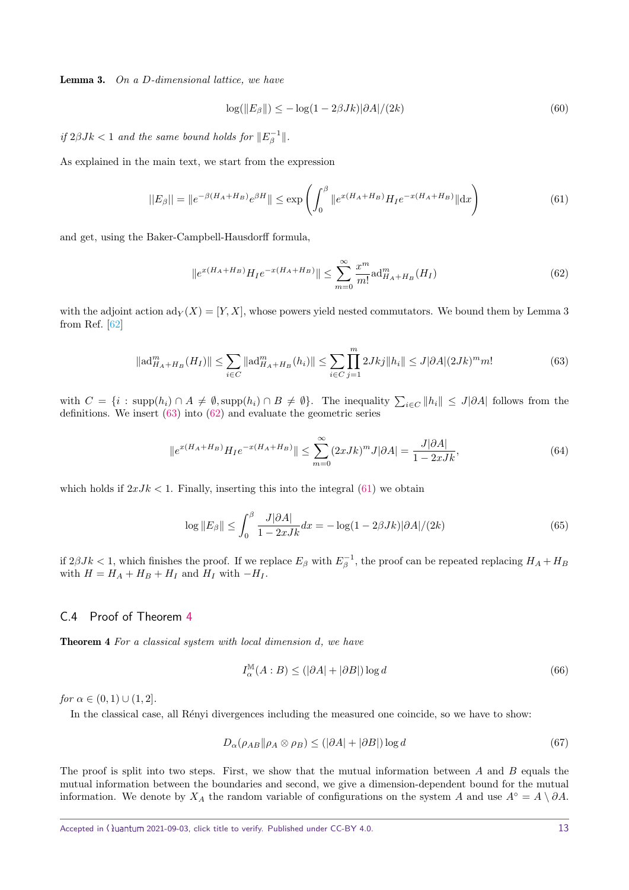**Lemma 3.** *On a $D$-dimensional lattice, we have*

$$\log(\|E_\beta\|) \leq -\log(1-2\beta Jk)|\partial A|/(2k) \tag{60}$$

*if $2\beta Jk < 1$ and the same bound holds for $\|E_\beta^{-1}\|$.*

As explained in the main text, we start from the expression

$$||E_\beta|| = \|e^{-\beta(H_A+H_B)}e^{\beta H}\| \leq \exp\left(\int_0^\beta \|e^{x(H_A+H_B)}H_I e^{-x(H_A+H_B)}\|\mathrm{d}x\right) \tag{61}$$

and get, using the Baker-Campbell-Hausdorff formula,

$$\|e^{x(H_A+H_B)}H_I e^{-x(H_A+H_B)}\| \leq \sum_{m=0}^{\infty} \frac{x^m}{m!}\mathrm{ad}^m_{H_A+H_B}(H_I) \tag{62}$$

with the adjoint action $\mathrm{ad}_Y(X) = [Y, X]$, whose powers yield nested commutators. We bound them by Lemma 3 from Ref. [62]

$$\|\mathrm{ad}^m_{H_A+H_B}(H_I)\| \leq \sum_{i\in C}\|\mathrm{ad}^m_{H_A+H_B}(h_i)\| \leq \sum_{i\in C}\prod_{j=1}^{m} 2Jkj\|h_i\| \leq J|\partial A|(2Jk)^m m! \tag{63}$$

with $C = \{i : \mathrm{supp}(h_i)\cap A \neq \emptyset, \mathrm{supp}(h_i)\cap B \neq \emptyset\}$. The inequality $\sum_{i\in C}\|h_i\| \leq J|\partial A|$ follows from the definitions. We insert (63) into (62) and evaluate the geometric series

$$\|e^{x(H_A+H_B)}H_I e^{-x(H_A+H_B)}\| \leq \sum_{m=0}^{\infty}(2xJk)^m J|\partial A| = \frac{J|\partial A|}{1-2xJk}, \tag{64}$$

which holds if $2xJk < 1$. Finally, inserting this into the integral (61) we obtain

$$\log\|E_\beta\| \leq \int_0^\beta \frac{J|\partial A|}{1-2xJk}dx = -\log(1-2\beta Jk)|\partial A|/(2k) \tag{65}$$

if $2\beta Jk < 1$, which finishes the proof. If we replace $E_\beta$ with $E_\beta^{-1}$, the proof can be repeated replacing $H_A + H_B$ with $H = H_A + H_B + H_I$ and $H_I$ with $-H_I$.

## C.4 Proof of Theorem 4

**Theorem 4** *For a classical system with local dimension $d$, we have*

$$I_\alpha^{\mathbb{M}}(A:B) \leq (|\partial A| + |\partial B|)\log d \tag{66}$$

*for $\alpha \in (0,1)\cup(1,2]$.*

In the classical case, all Rényi divergences including the measured one coincide, so we have to show:

$$D_\alpha(\rho_{AB}\|\rho_A\otimes\rho_B) \leq (|\partial A| + |\partial B|)\log d \tag{67}$$

The proof is split into two steps. First, we show that the mutual information between $A$ and $B$ equals the mutual information between the boundaries and second, we give a dimension-dependent bound for the mutual information. We denote by $X_A$ the random variable of configurations on the system $A$ and use $A^\circ = A \setminus \partial A$.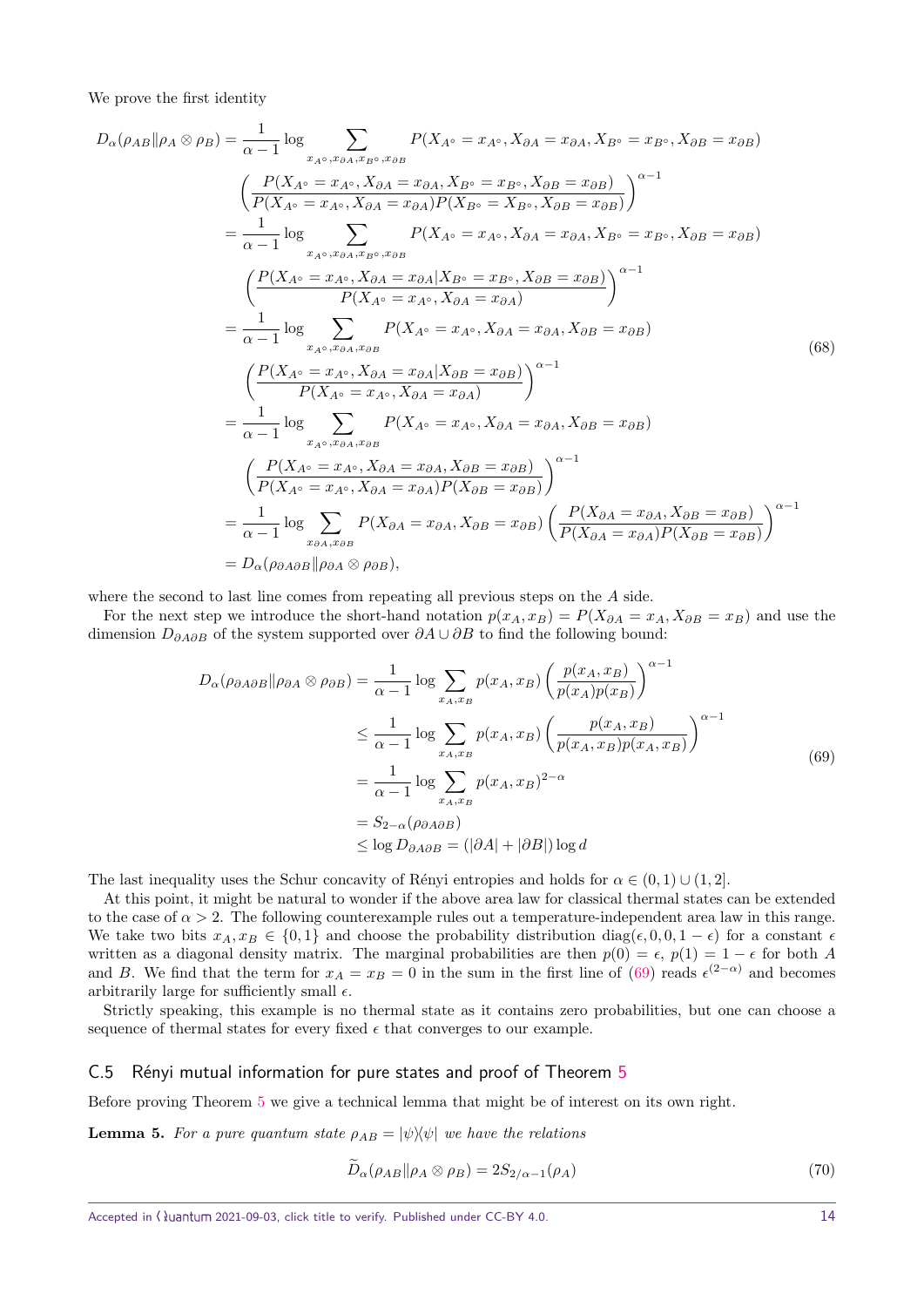We prove the first identity

$$
\begin{aligned}
D_\alpha(\rho_{AB}\|\rho_A\otimes\rho_B) &= \frac{1}{\alpha-1}\log\sum_{x_{A^\circ},x_{\partial A},x_{B^\circ},x_{\partial B}} P(X_{A^\circ}=x_{A^\circ},X_{\partial A}=x_{\partial A},X_{B^\circ}=x_{B^\circ},X_{\partial B}=x_{\partial B})\\
&\quad\left(\frac{P(X_{A^\circ}=x_{A^\circ},X_{\partial A}=x_{\partial A},X_{B^\circ}=x_{B^\circ},X_{\partial B}=x_{\partial B})}{P(X_{A^\circ}=x_{A^\circ},X_{\partial A}=x_{\partial A})P(X_{B^\circ}=X_{B^\circ},X_{\partial B}=x_{\partial B})}\right)^{\alpha-1}\\
&= \frac{1}{\alpha-1}\log\sum_{x_{A^\circ},x_{\partial A},x_{B^\circ},x_{\partial B}} P(X_{A^\circ}=x_{A^\circ},X_{\partial A}=x_{\partial A},X_{B^\circ}=x_{B^\circ},X_{\partial B}=x_{\partial B})\\
&\quad\left(\frac{P(X_{A^\circ}=x_{A^\circ},X_{\partial A}=x_{\partial A}|X_{B^\circ}=x_{B^\circ},X_{\partial B}=x_{\partial B})}{P(X_{A^\circ}=x_{A^\circ},X_{\partial A}=x_{\partial A})}\right)^{\alpha-1}\\
&= \frac{1}{\alpha-1}\log\sum_{x_{A^\circ},x_{\partial A},x_{\partial B}} P(X_{A^\circ}=x_{A^\circ},X_{\partial A}=x_{\partial A},X_{\partial B}=x_{\partial B})\\
&\quad\left(\frac{P(X_{A^\circ}=x_{A^\circ},X_{\partial A}=x_{\partial A}|X_{\partial B}=x_{\partial B})}{P(X_{A^\circ}=x_{A^\circ},X_{\partial A}=x_{\partial A})}\right)^{\alpha-1}\\
&= \frac{1}{\alpha-1}\log\sum_{x_{A^\circ},x_{\partial A},x_{\partial B}} P(X_{A^\circ}=x_{A^\circ},X_{\partial A}=x_{\partial A},X_{\partial B}=x_{\partial B})\\
&\quad\left(\frac{P(X_{A^\circ}=x_{A^\circ},X_{\partial A}=x_{\partial A},X_{\partial B}=x_{\partial B})}{P(X_{A^\circ}=x_{A^\circ},X_{\partial A}=x_{\partial A})P(X_{\partial B}=x_{\partial B})}\right)^{\alpha-1}\\
&= \frac{1}{\alpha-1}\log\sum_{x_{\partial A},x_{\partial B}} P(X_{\partial A}=x_{\partial A},X_{\partial B}=x_{\partial B})\left(\frac{P(X_{\partial A}=x_{\partial A},X_{\partial B}=x_{\partial B})}{P(X_{\partial A}=x_{\partial A})P(X_{\partial B}=x_{\partial B})}\right)^{\alpha-1}\\
&= D_\alpha(\rho_{\partial A\partial B}\|\rho_{\partial A}\otimes\rho_{\partial B}),
\end{aligned}
\tag{68}
$$

where the second to last line comes from repeating all previous steps on the $A$ side.

For the next step we introduce the short-hand notation $p(x_A,x_B)=P(X_{\partial A}=x_A,X_{\partial B}=x_B)$ and use the dimension $D_{\partial A\partial B}$ of the system supported over $\partial A\cup\partial B$ to find the following bound:

$$
\begin{aligned}
D_\alpha(\rho_{\partial A\partial B}\|\rho_{\partial A}\otimes\rho_{\partial B}) &= \frac{1}{\alpha-1}\log\sum_{x_A,x_B} p(x_A,x_B)\left(\frac{p(x_A,x_B)}{p(x_A)p(x_B)}\right)^{\alpha-1}\\
&\le \frac{1}{\alpha-1}\log\sum_{x_A,x_B} p(x_A,x_B)\left(\frac{p(x_A,x_B)}{p(x_A,x_B)p(x_A,x_B)}\right)^{\alpha-1}\\
&= \frac{1}{\alpha-1}\log\sum_{x_A,x_B} p(x_A,x_B)^{2-\alpha}\\
&= S_{2-\alpha}(\rho_{\partial A\partial B})\\
&\le \log D_{\partial A\partial B} = (|\partial A|+|\partial B|)\log d
\end{aligned}
\tag{69}
$$

The last inequality uses the Schur concavity of Rényi entropies and holds for $\alpha\in(0,1)\cup(1,2]$.

At this point, it might be natural to wonder if the above area law for classical thermal states can be extended to the case of $\alpha>2$. The following counterexample rules out a temperature-independent area law in this range. We take two bits $x_A,x_B\in\{0,1\}$ and choose the probability distribution $\mathrm{diag}(\epsilon,0,0,1-\epsilon)$ for a constant $\epsilon$ written as a diagonal density matrix. The marginal probabilities are then $p(0)=\epsilon$, $p(1)=1-\epsilon$ for both $A$ and $B$. We find that the term for $x_A=x_B=0$ in the sum in the first line of (69) reads $\epsilon^{(2-\alpha)}$ and becomes arbitrarily large for sufficiently small $\epsilon$.

Strictly speaking, this example is no thermal state as it contains zero probabilities, but one can choose a sequence of thermal states for every fixed $\epsilon$ that converges to our example.

## C.5 Rényi mutual information for pure states and proof of Theorem 5

Before proving Theorem 5 we give a technical lemma that might be of interest on its own right.

**Lemma 5.** *For a pure quantum state $\rho_{AB}=|\psi\rangle\!\langle\psi|$ we have the relations*

$$
\widetilde{D}_\alpha(\rho_{AB}\|\rho_A\otimes\rho_B) = 2S_{2/\alpha-1}(\rho_A)
\tag{70}
$$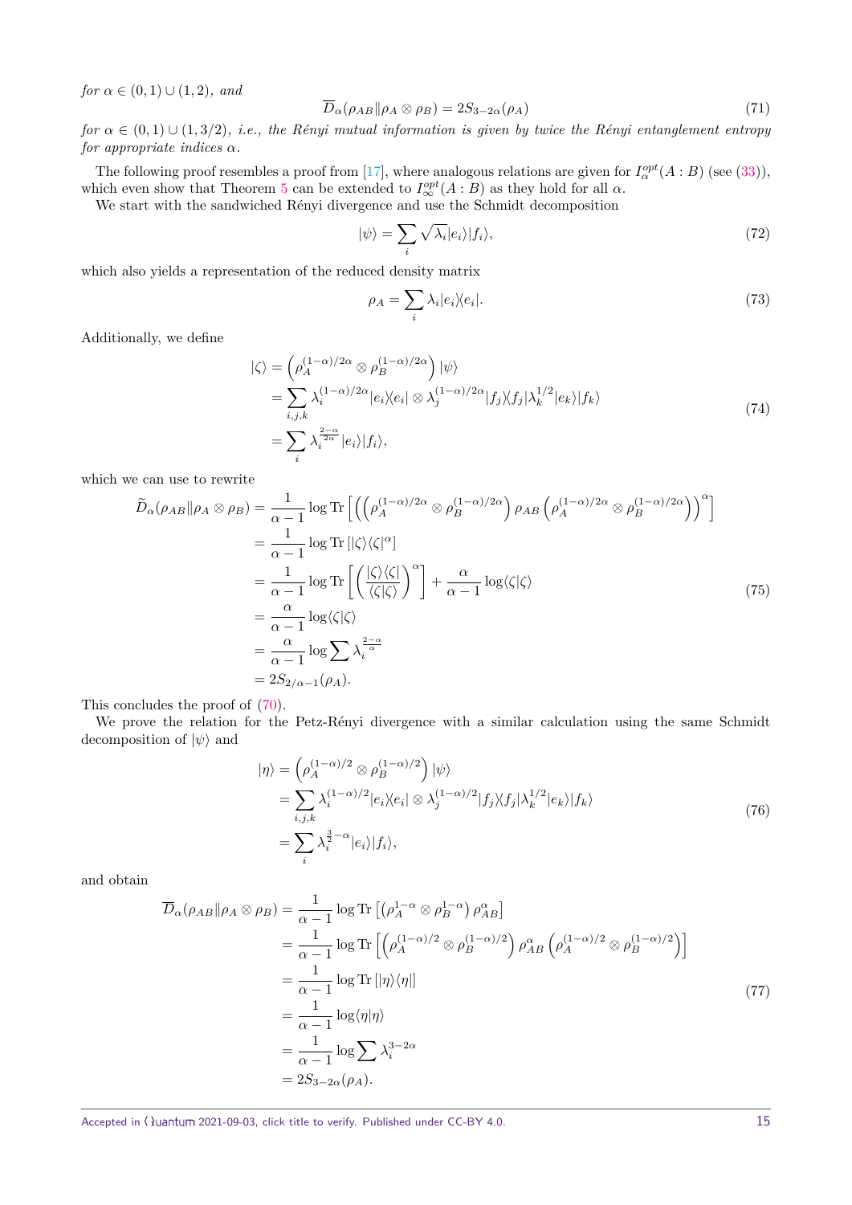*for* $\alpha \in (0,1) \cup (1,2)$*, and*

$$\overline{D}_\alpha(\rho_{AB} \| \rho_A \otimes \rho_B) = 2S_{3-2\alpha}(\rho_A) \tag{71}$$

*for* $\alpha \in (0,1) \cup (1,3/2)$*, i.e., the Rényi mutual information is given by twice the Rényi entanglement entropy for appropriate indices* $\alpha$*.*

The following proof resembles a proof from [17], where analogous relations are given for $I_\alpha^{opt}(A:B)$ (see (33)), which even show that Theorem 5 can be extended to $I_\infty^{opt}(A:B)$ as they hold for all $\alpha$.

We start with the sandwiched Rényi divergence and use the Schmidt decomposition

$$|\psi\rangle = \sum_i \sqrt{\lambda_i} |e_i\rangle |f_i\rangle, \tag{72}$$

which also yields a representation of the reduced density matrix

$$\rho_A = \sum_i \lambda_i |e_i\rangle\langle e_i|. \tag{73}$$

Additionally, we define

$$\begin{aligned} |\zeta\rangle &= \left(\rho_A^{(1-\alpha)/2\alpha} \otimes \rho_B^{(1-\alpha)/2\alpha}\right)|\psi\rangle \\ &= \sum_{i,j,k} \lambda_i^{(1-\alpha)/2\alpha} |e_i\rangle\langle e_i| \otimes \lambda_j^{(1-\alpha)/2\alpha} |f_j\rangle\langle f_j| \lambda_k^{1/2} |e_k\rangle |f_k\rangle \\ &= \sum_i \lambda_i^{\frac{2-\alpha}{2\alpha}} |e_i\rangle |f_i\rangle, \end{aligned} \tag{74}$$

which we can use to rewrite

$$\begin{aligned} \widetilde{D}_\alpha(\rho_{AB} \| \rho_A \otimes \rho_B) &= \frac{1}{\alpha - 1} \log \mathrm{Tr}\left[\left(\left(\rho_A^{(1-\alpha)/2\alpha} \otimes \rho_B^{(1-\alpha)/2\alpha}\right)\rho_{AB}\left(\rho_A^{(1-\alpha)/2\alpha} \otimes \rho_B^{(1-\alpha)/2\alpha}\right)\right)^\alpha\right] \\ &= \frac{1}{\alpha - 1} \log \mathrm{Tr}\left[|\zeta\rangle\langle\zeta|^\alpha\right] \\ &= \frac{1}{\alpha - 1} \log \mathrm{Tr}\left[\left(\frac{|\zeta\rangle\langle\zeta|}{\langle\zeta|\zeta\rangle}\right)^\alpha\right] + \frac{\alpha}{\alpha - 1} \log\langle\zeta|\zeta\rangle \\ &= \frac{\alpha}{\alpha - 1} \log\langle\zeta|\zeta\rangle \\ &= \frac{\alpha}{\alpha - 1} \log \sum \lambda_i^{\frac{2-\alpha}{\alpha}} \\ &= 2S_{2/\alpha - 1}(\rho_A). \end{aligned} \tag{75}$$

This concludes the proof of (70).

We prove the relation for the Petz-Rényi divergence with a similar calculation using the same Schmidt decomposition of $|\psi\rangle$ and

$$\begin{aligned} |\eta\rangle &= \left(\rho_A^{(1-\alpha)/2} \otimes \rho_B^{(1-\alpha)/2}\right)|\psi\rangle \\ &= \sum_{i,j,k} \lambda_i^{(1-\alpha)/2} |e_i\rangle\langle e_i| \otimes \lambda_j^{(1-\alpha)/2} |f_j\rangle\langle f_j| \lambda_k^{1/2} |e_k\rangle |f_k\rangle \\ &= \sum_i \lambda_i^{\frac{3}{2} - \alpha} |e_i\rangle |f_i\rangle, \end{aligned} \tag{76}$$

and obtain

$$\begin{aligned} \overline{D}_\alpha(\rho_{AB} \| \rho_A \otimes \rho_B) &= \frac{1}{\alpha - 1} \log \mathrm{Tr}\left[\left(\rho_A^{1-\alpha} \otimes \rho_B^{1-\alpha}\right)\rho_{AB}^\alpha\right] \\ &= \frac{1}{\alpha - 1} \log \mathrm{Tr}\left[\left(\rho_A^{(1-\alpha)/2} \otimes \rho_B^{(1-\alpha)/2}\right)\rho_{AB}^\alpha\left(\rho_A^{(1-\alpha)/2} \otimes \rho_B^{(1-\alpha)/2}\right)\right] \\ &= \frac{1}{\alpha - 1} \log \mathrm{Tr}\left[|\eta\rangle\langle\eta|\right] \\ &= \frac{1}{\alpha - 1} \log\langle\eta|\eta\rangle \\ &= \frac{1}{\alpha - 1} \log \sum \lambda_i^{3-2\alpha} \\ &= 2S_{3-2\alpha}(\rho_A). \end{aligned} \tag{77}$$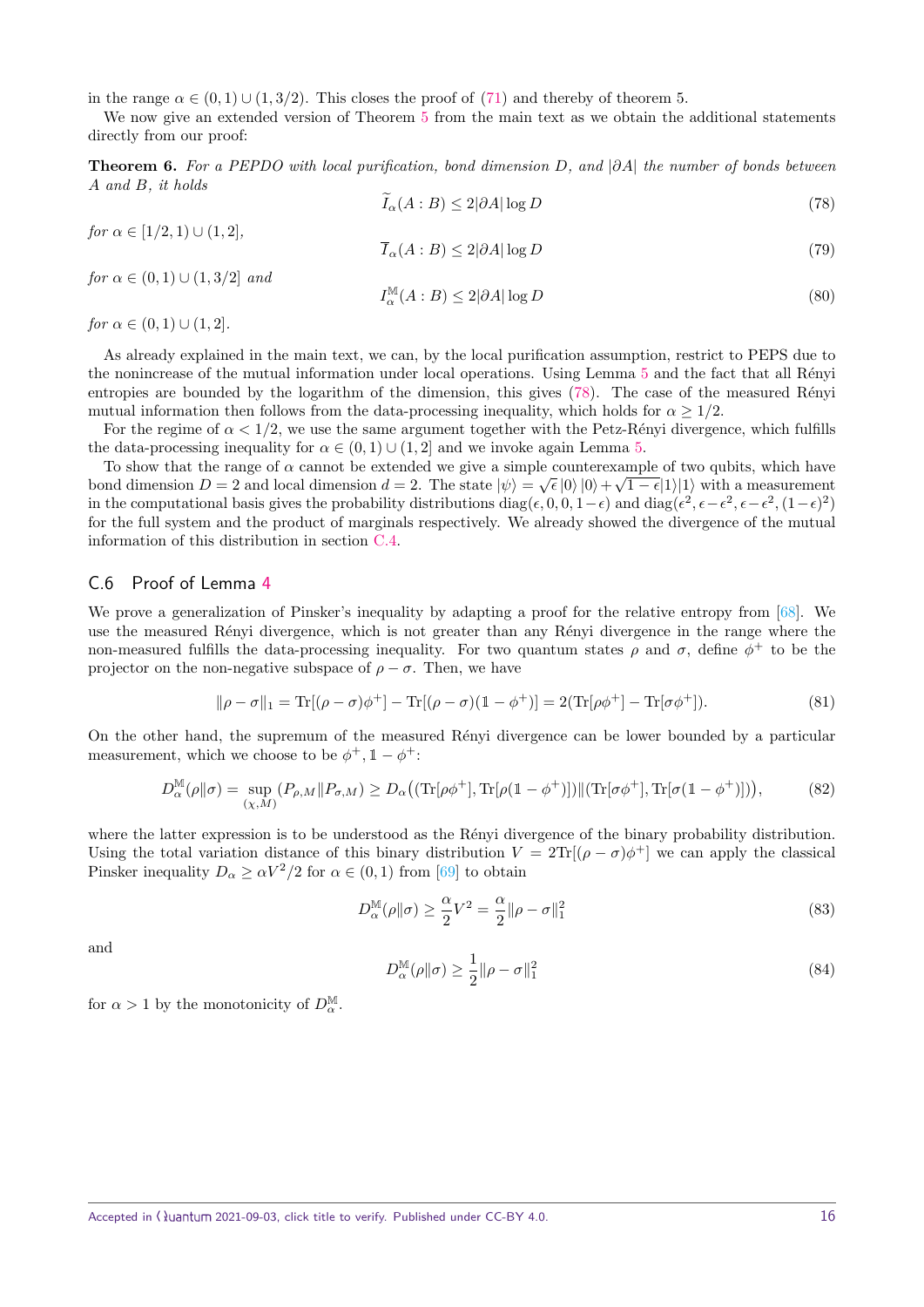in the range $\alpha \in (0,1) \cup (1, 3/2)$. This closes the proof of (71) and thereby of theorem 5.

We now give an extended version of Theorem 5 from the main text as we obtain the additional statements directly from our proof:

**Theorem 6.** *For a PEPDO with local purification, bond dimension $D$, and $|\partial A|$ the number of bonds between $A$ and $B$, it holds*

$$\widetilde{I}_\alpha(A:B) \leq 2|\partial A| \log D \tag{78}$$

*for $\alpha \in [1/2, 1) \cup (1, 2]$,*

$$\overline{I}_\alpha(A:B) \leq 2|\partial A| \log D \tag{79}$$

*for $\alpha \in (0,1) \cup (1, 3/2]$ and*

$$I^{\mathbb{M}}_\alpha(A:B) \leq 2|\partial A| \log D \tag{80}$$

*for $\alpha \in (0,1) \cup (1, 2]$.*

As already explained in the main text, we can, by the local purification assumption, restrict to PEPS due to the nonincrease of the mutual information under local operations. Using Lemma 5 and the fact that all Rényi entropies are bounded by the logarithm of the dimension, this gives (78). The case of the measured Rényi mutual information then follows from the data-processing inequality, which holds for $\alpha \geq 1/2$.

For the regime of $\alpha < 1/2$, we use the same argument together with the Petz-Rényi divergence, which fulfills the data-processing inequality for $\alpha \in (0,1) \cup (1,2]$ and we invoke again Lemma 5.

To show that the range of $\alpha$ cannot be extended we give a simple counterexample of two qubits, which have bond dimension $D = 2$ and local dimension $d = 2$. The state $|\psi\rangle = \sqrt{\epsilon}\,|0\rangle\,|0\rangle + \sqrt{1-\epsilon}|1\rangle|1\rangle$ with a measurement in the computational basis gives the probability distributions $\mathrm{diag}(\epsilon, 0, 0, 1-\epsilon)$ and $\mathrm{diag}(\epsilon^2, \epsilon-\epsilon^2, \epsilon-\epsilon^2, (1-\epsilon)^2)$ for the full system and the product of marginals respectively. We already showed the divergence of the mutual information of this distribution in section C.4.

## C.6 Proof of Lemma 4

We prove a generalization of Pinsker's inequality by adapting a proof for the relative entropy from [68]. We use the measured Rényi divergence, which is not greater than any Rényi divergence in the range where the non-measured fulfills the data-processing inequality. For two quantum states $\rho$ and $\sigma$, define $\phi^+$ to be the projector on the non-negative subspace of $\rho - \sigma$. Then, we have

$$\|\rho - \sigma\|_1 = \mathrm{Tr}[(\rho - \sigma)\phi^+] - \mathrm{Tr}[(\rho-\sigma)(\mathbb{1} - \phi^+)] = 2(\mathrm{Tr}[\rho\phi^+] - \mathrm{Tr}[\sigma\phi^+]). \tag{81}$$

On the other hand, the supremum of the measured Rényi divergence can be lower bounded by a particular measurement, which we choose to be $\phi^+, \mathbb{1} - \phi^+$:

$$D^{\mathbb{M}}_\alpha(\rho\|\sigma) = \sup_{(\chi, M)} (P_{\rho,M} \| P_{\sigma,M}) \geq D_\alpha\big((\mathrm{Tr}[\rho\phi^+], \mathrm{Tr}[\rho(\mathbb{1} - \phi^+)])\|(\mathrm{Tr}[\sigma\phi^+], \mathrm{Tr}[\sigma(\mathbb{1} - \phi^+)])\big), \tag{82}$$

where the latter expression is to be understood as the Rényi divergence of the binary probability distribution. Using the total variation distance of this binary distribution $V = 2\mathrm{Tr}[(\rho - \sigma)\phi^+]$ we can apply the classical Pinsker inequality $D_\alpha \geq \alpha V^2/2$ for $\alpha \in (0,1)$ from [69] to obtain

$$D^{\mathbb{M}}_\alpha(\rho\|\sigma) \geq \frac{\alpha}{2} V^2 = \frac{\alpha}{2}\|\rho - \sigma\|_1^2 \tag{83}$$

and

$$D^{\mathbb{M}}_\alpha(\rho\|\sigma) \geq \frac{1}{2}\|\rho - \sigma\|_1^2 \tag{84}$$

for $\alpha > 1$ by the monotonicity of $D^{\mathbb{M}}_\alpha$.